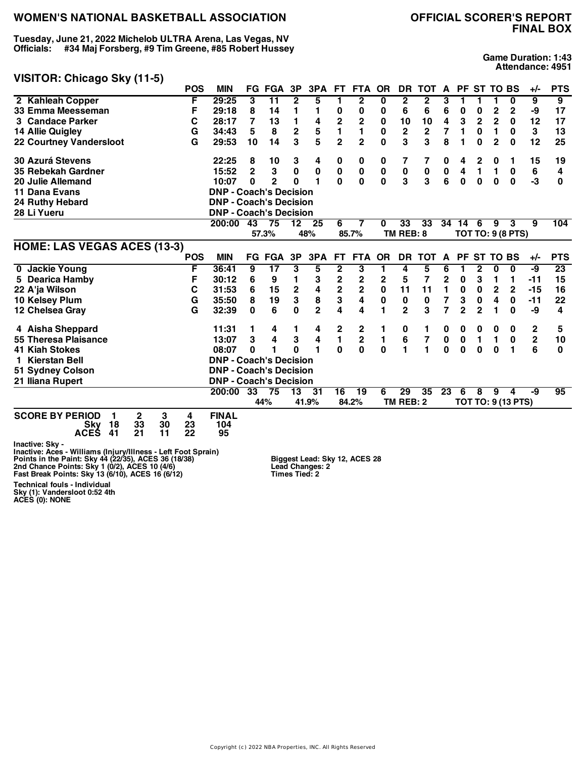# WOMEN'S NATIONAL BASKETBALL ASSOCIATION

## OFFICIAL SCORER'S REPORT
## FINAL BOX

**Tuesday, June 21, 2022 Michelob ULTRA Arena, Las Vegas, NV**
**Officials: #34 Maj Forsberg, #9 Tim Greene, #85 Robert Hussey**

**Game Duration: 1:43**
**Attendance: 4951**

### VISITOR: Chicago Sky (11-5)

| | POS | MIN | FG | FGA | 3P | 3PA | FT | FTA | OR | DR | TOT | A | PF | ST | TO | BS | +/- | PTS |
|---|---|---|---|---|---|---|---|---|---|---|---|---|---|---|---|---|---|---|
| 2 Kahleah Copper | F | 29:25 | 3 | 11 | 2 | 5 | 1 | 2 | 0 | 2 | 2 | 3 | 1 | 1 | 1 | 0 | 9 | 9 |
| 33 Emma Meesseman | F | 29:18 | 8 | 14 | 1 | 1 | 0 | 0 | 0 | 6 | 6 | 6 | 0 | 0 | 2 | 2 | -9 | 17 |
| 3 Candace Parker | C | 28:17 | 7 | 13 | 1 | 4 | 2 | 2 | 0 | 10 | 10 | 4 | 3 | 2 | 2 | 0 | 12 | 17 |
| 14 Allie Quigley | G | 34:43 | 5 | 8 | 2 | 5 | 1 | 1 | 0 | 2 | 2 | 7 | 1 | 0 | 1 | 0 | 3 | 13 |
| 22 Courtney Vandersloot | G | 29:53 | 10 | 14 | 3 | 5 | 2 | 2 | 0 | 3 | 3 | 8 | 1 | 0 | 2 | 0 | 12 | 25 |
| 30 Azurá Stevens | | 22:25 | 8 | 10 | 3 | 4 | 0 | 0 | 0 | 7 | 7 | 0 | 4 | 2 | 0 | 1 | 15 | 19 |
| 35 Rebekah Gardner | | 15:52 | 2 | 3 | 0 | 0 | 0 | 0 | 0 | 0 | 0 | 0 | 4 | 1 | 1 | 0 | 6 | 4 |
| 20 Julie Allemand | | 10:07 | 0 | 2 | 0 | 1 | 0 | 0 | 0 | 3 | 3 | 6 | 0 | 0 | 0 | 0 | -3 | 0 |
| 11 Dana Evans | | DNP - Coach's Decision | | | | | | | | | | | | | | | | |
| 24 Ruthy Hebard | | DNP - Coach's Decision | | | | | | | | | | | | | | | | |
| 28 Li Yueru | | DNP - Coach's Decision | | | | | | | | | | | | | | | | |
| | | 200:00 | 43 | 75 | 12 | 25 | 6 | 7 | 0 | 33 | 33 | 34 | 14 | 6 | 9 | 3 | 9 | 104 |
| | | | 57.3% | | 48% | | 85.7% | | TM REB: 8 | | | | TOT TO: 9 (8 PTS) | | | | | |

### HOME: LAS VEGAS ACES (13-3)

| | POS | MIN | FG | FGA | 3P | 3PA | FT | FTA | OR | DR | TOT | A | PF | ST | TO | BS | +/- | PTS |
|---|---|---|---|---|---|---|---|---|---|---|---|---|---|---|---|---|---|---|
| 0 Jackie Young | F | 36:41 | 9 | 17 | 3 | 5 | 2 | 3 | 1 | 4 | 5 | 6 | 1 | 2 | 0 | 0 | -9 | 23 |
| 5 Dearica Hamby | F | 30:12 | 6 | 9 | 1 | 3 | 2 | 2 | 2 | 5 | 7 | 2 | 0 | 3 | 1 | 1 | -11 | 15 |
| 22 A'ja Wilson | C | 31:53 | 6 | 15 | 2 | 4 | 2 | 2 | 0 | 11 | 11 | 1 | 0 | 0 | 2 | 2 | -15 | 16 |
| 10 Kelsey Plum | G | 35:50 | 8 | 19 | 3 | 8 | 3 | 4 | 0 | 0 | 0 | 7 | 3 | 0 | 4 | 0 | -11 | 22 |
| 12 Chelsea Gray | G | 32:39 | 0 | 6 | 0 | 2 | 4 | 4 | 1 | 2 | 3 | 7 | 2 | 2 | 1 | 0 | -9 | 4 |
| 4 Aisha Sheppard | | 11:31 | 1 | 4 | 1 | 4 | 2 | 2 | 1 | 0 | 1 | 0 | 0 | 0 | 0 | 0 | 2 | 5 |
| 55 Theresa Plaisance | | 13:07 | 3 | 4 | 3 | 4 | 1 | 2 | 1 | 6 | 7 | 0 | 0 | 1 | 1 | 0 | 2 | 10 |
| 41 Kiah Stokes | | 08:07 | 0 | 1 | 0 | 1 | 0 | 0 | 0 | 1 | 1 | 0 | 0 | 0 | 0 | 1 | 6 | 0 |
| 1 Kierstan Bell | | DNP - Coach's Decision | | | | | | | | | | | | | | | | |
| 51 Sydney Colson | | DNP - Coach's Decision | | | | | | | | | | | | | | | | |
| 21 Iliana Rupert | | DNP - Coach's Decision | | | | | | | | | | | | | | | | |
| | | 200:00 | 33 | 75 | 13 | 31 | 16 | 19 | 6 | 29 | 35 | 23 | 6 | 8 | 9 | 4 | -9 | 95 |
| | | | 44% | | 41.9% | | 84.2% | | TM REB: 2 | | | | TOT TO: 9 (13 PTS) | | | | | |

| SCORE BY PERIOD | 1 | 2 | 3 | 4 | FINAL |
|---|---|---|---|---|---|
| Sky | 18 | 33 | 30 | 23 | 104 |
| ACES | 41 | 21 | 11 | 22 | 95 |

Inactive: Sky -
Inactive: Aces - Williams (Injury/Illness - Left Foot Sprain)
Points in the Paint: Sky 44 (22/35), ACES 36 (18/38)
2nd Chance Points: Sky 1 (0/2), ACES 10 (4/6)
Fast Break Points: Sky 13 (6/10), ACES 16 (6/12)

Biggest Lead: Sky 12, ACES 28
Lead Changes: 2
Times Tied: 2

Technical fouls - Individual
Sky (1): Vandersloot 0:52 4th
ACES (0): NONE

Copyright (c) 2022 NBA Properties, INC. All Rights Reserved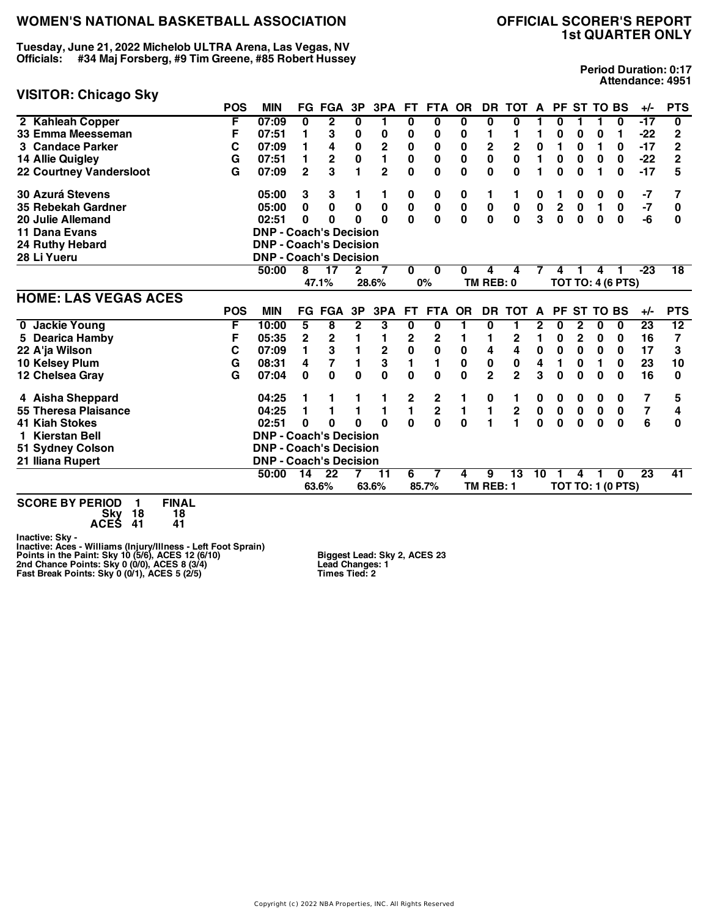# WOMEN'S NATIONAL BASKETBALL ASSOCIATION

# OFFICIAL SCORER'S REPORT
## 1st QUARTER ONLY

**Tuesday, June 21, 2022 Michelob ULTRA Arena, Las Vegas, NV**
**Officials: #34 Maj Forsberg, #9 Tim Greene, #85 Robert Hussey**

**Period Duration: 0:17**
**Attendance: 4951**

## VISITOR: Chicago Sky

| | POS | MIN | FG | FGA | 3P | 3PA | FT | FTA | OR | DR | TOT | A | PF | ST | TO | BS | +/- | PTS |
|---|---|---|---|---|---|---|---|---|---|---|---|---|---|---|---|---|---|---|
| 2 Kahleah Copper | F | 07:09 | 0 | 2 | 0 | 1 | 0 | 0 | 0 | 0 | 0 | 1 | 0 | 1 | 1 | 0 | -17 | 0 |
| 33 Emma Meesseman | F | 07:51 | 1 | 3 | 0 | 0 | 0 | 0 | 0 | 1 | 1 | 1 | 0 | 0 | 0 | 1 | -22 | 2 |
| 3 Candace Parker | C | 07:09 | 1 | 4 | 0 | 2 | 0 | 0 | 0 | 2 | 2 | 0 | 1 | 0 | 1 | 0 | -17 | 2 |
| 14 Allie Quigley | G | 07:51 | 1 | 2 | 0 | 1 | 0 | 0 | 0 | 0 | 0 | 1 | 0 | 0 | 0 | 0 | -22 | 2 |
| 22 Courtney Vandersloot | G | 07:09 | 2 | 3 | 1 | 2 | 0 | 0 | 0 | 0 | 0 | 1 | 0 | 0 | 1 | 0 | -17 | 5 |
| 30 Azurá Stevens | | 05:00 | 3 | 3 | 1 | 1 | 0 | 0 | 0 | 1 | 1 | 0 | 1 | 0 | 0 | 0 | -7 | 7 |
| 35 Rebekah Gardner | | 05:00 | 0 | 0 | 0 | 0 | 0 | 0 | 0 | 0 | 0 | 0 | 2 | 0 | 1 | 0 | -7 | 0 |
| 20 Julie Allemand | | 02:51 | 0 | 0 | 0 | 0 | 0 | 0 | 0 | 0 | 0 | 3 | 0 | 0 | 0 | 0 | -6 | 0 |
| 11 Dana Evans | | DNP - Coach's Decision | | | | | | | | | | | | | | | | |
| 24 Ruthy Hebard | | DNP - Coach's Decision | | | | | | | | | | | | | | | | |
| 28 Li Yueru | | DNP - Coach's Decision | | | | | | | | | | | | | | | | |
| | | 50:00 | 8 | 17 | 2 | 7 | 0 | 0 | 0 | 4 | 4 | 7 | 4 | 1 | 4 | 1 | -23 | 18 |
| | | | 47.1% | | 28.6% | | 0% | | TM REB: 0 | | | | TOT TO: 4 (6 PTS) | | | | | |

## HOME: LAS VEGAS ACES

| | POS | MIN | FG | FGA | 3P | 3PA | FT | FTA | OR | DR | TOT | A | PF | ST | TO | BS | +/- | PTS |
|---|---|---|---|---|---|---|---|---|---|---|---|---|---|---|---|---|---|---|
| 0 Jackie Young | F | 10:00 | 5 | 8 | 2 | 3 | 0 | 0 | 1 | 0 | 1 | 2 | 0 | 2 | 0 | 0 | 23 | 12 |
| 5 Dearica Hamby | F | 05:35 | 2 | 2 | 1 | 1 | 2 | 2 | 1 | 1 | 2 | 1 | 0 | 2 | 0 | 0 | 16 | 7 |
| 22 A'ja Wilson | C | 07:09 | 1 | 3 | 1 | 2 | 0 | 0 | 0 | 4 | 4 | 0 | 0 | 0 | 0 | 0 | 17 | 3 |
| 10 Kelsey Plum | G | 08:31 | 4 | 7 | 1 | 3 | 1 | 1 | 0 | 0 | 0 | 4 | 1 | 0 | 1 | 0 | 23 | 10 |
| 12 Chelsea Gray | G | 07:04 | 0 | 0 | 0 | 0 | 0 | 0 | 0 | 2 | 2 | 3 | 0 | 0 | 0 | 0 | 16 | 0 |
| 4 Aisha Sheppard | | 04:25 | 1 | 1 | 1 | 1 | 2 | 2 | 1 | 0 | 1 | 0 | 0 | 0 | 0 | 0 | 7 | 5 |
| 55 Theresa Plaisance | | 04:25 | 1 | 1 | 1 | 1 | 1 | 2 | 1 | 1 | 2 | 0 | 0 | 0 | 0 | 0 | 7 | 4 |
| 41 Kiah Stokes | | 02:51 | 0 | 0 | 0 | 0 | 0 | 0 | 0 | 1 | 1 | 0 | 0 | 0 | 0 | 0 | 6 | 0 |
| 1 Kierstan Bell | | DNP - Coach's Decision | | | | | | | | | | | | | | | | |
| 51 Sydney Colson | | DNP - Coach's Decision | | | | | | | | | | | | | | | | |
| 21 Iliana Rupert | | DNP - Coach's Decision | | | | | | | | | | | | | | | | |
| | | 50:00 | 14 | 22 | 7 | 11 | 6 | 7 | 4 | 9 | 13 | 10 | 1 | 4 | 1 | 0 | 23 | 41 |
| | | | 63.6% | | 63.6% | | 85.7% | | TM REB: 1 | | | | TOT TO: 1 (0 PTS) | | | | | |

| SCORE BY PERIOD | 1 | FINAL |
|---|---|---|
| Sky | 18 | 18 |
| ACES | 41 | 41 |

Inactive: Sky -
Inactive: Aces - Williams (Injury/Illness - Left Foot Sprain)
Points in the Paint: Sky 10 (5/6), ACES 12 (6/10)
2nd Chance Points: Sky 0 (0/0), ACES 8 (3/4)
Fast Break Points: Sky 0 (0/1), ACES 5 (2/5)

Biggest Lead: Sky 2, ACES 23
Lead Changes: 1
Times Tied: 2

Copyright (c) 2022 NBA Properties, INC. All Rights Reserved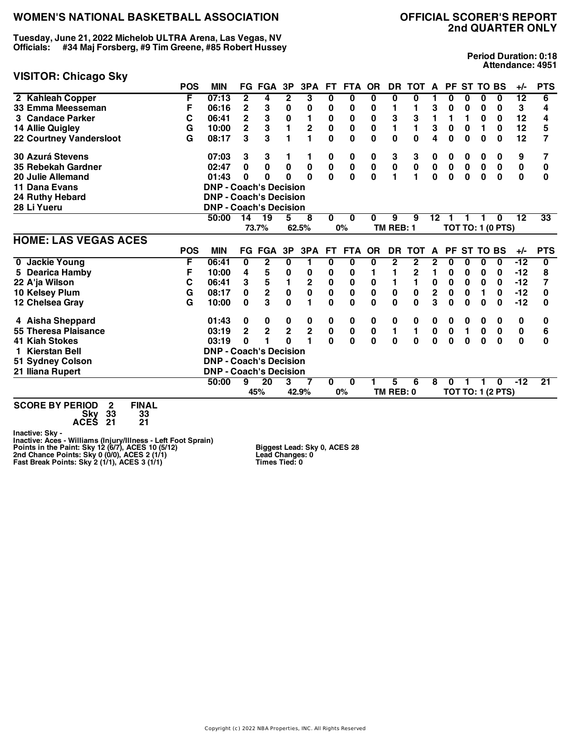# WOMEN'S NATIONAL BASKETBALL ASSOCIATION

# OFFICIAL SCORER'S REPORT
## 2nd QUARTER ONLY

**Tuesday, June 21, 2022 Michelob ULTRA Arena, Las Vegas, NV**
**Officials: #34 Maj Forsberg, #9 Tim Greene, #85 Robert Hussey**

**Period Duration: 0:18**
**Attendance: 4951**

## VISITOR: Chicago Sky

| | POS | MIN | FG | FGA | 3P | 3PA | FT | FTA | OR | DR | TOT | A | PF | ST | TO | BS | +/- | PTS |
|---|---|---|---|---|---|---|---|---|---|---|---|---|---|---|---|---|---|---|
| 2 Kahleah Copper | F | 07:13 | 2 | 4 | 2 | 3 | 0 | 0 | 0 | 0 | 0 | 1 | 0 | 0 | 0 | 0 | 12 | 6 |
| 33 Emma Meesseman | F | 06:16 | 2 | 3 | 0 | 0 | 0 | 0 | 0 | 1 | 1 | 3 | 0 | 0 | 0 | 0 | 3 | 4 |
| 3 Candace Parker | C | 06:41 | 2 | 3 | 0 | 1 | 0 | 0 | 0 | 3 | 3 | 1 | 1 | 1 | 0 | 0 | 12 | 4 |
| 14 Allie Quigley | G | 10:00 | 2 | 3 | 1 | 2 | 0 | 0 | 0 | 1 | 1 | 3 | 0 | 0 | 1 | 0 | 12 | 5 |
| 22 Courtney Vandersloot | G | 08:17 | 3 | 3 | 1 | 1 | 0 | 0 | 0 | 0 | 0 | 4 | 0 | 0 | 0 | 0 | 12 | 7 |
| 30 Azurá Stevens | | 07:03 | 3 | 3 | 1 | 1 | 0 | 0 | 0 | 3 | 3 | 0 | 0 | 0 | 0 | 0 | 9 | 7 |
| 35 Rebekah Gardner | | 02:47 | 0 | 0 | 0 | 0 | 0 | 0 | 0 | 0 | 0 | 0 | 0 | 0 | 0 | 0 | 0 | 0 |
| 20 Julie Allemand | | 01:43 | 0 | 0 | 0 | 0 | 0 | 0 | 0 | 1 | 1 | 0 | 0 | 0 | 0 | 0 | 0 | 0 |
| 11 Dana Evans | | DNP - Coach's Decision | | | | | | | | | | | | | | | | |
| 24 Ruthy Hebard | | DNP - Coach's Decision | | | | | | | | | | | | | | | | |
| 28 Li Yueru | | DNP - Coach's Decision | | | | | | | | | | | | | | | | |
| | | 50:00 | 14 | 19 | 5 | 8 | 0 | 0 | 0 | 9 | 9 | 12 | 1 | 1 | 1 | 0 | 12 | 33 |
| | | | 73.7% | | 62.5% | | 0% | | TM REB: 1 | | | | TOT TO: 1 (0 PTS) | | | | | |

## HOME: LAS VEGAS ACES

| | POS | MIN | FG | FGA | 3P | 3PA | FT | FTA | OR | DR | TOT | A | PF | ST | TO | BS | +/- | PTS |
|---|---|---|---|---|---|---|---|---|---|---|---|---|---|---|---|---|---|---|
| 0 Jackie Young | F | 06:41 | 0 | 2 | 0 | 1 | 0 | 0 | 0 | 2 | 2 | 2 | 0 | 0 | 0 | 0 | -12 | 0 |
| 5 Dearica Hamby | F | 10:00 | 4 | 5 | 0 | 0 | 0 | 0 | 1 | 1 | 2 | 1 | 0 | 0 | 0 | 0 | -12 | 8 |
| 22 A'ja Wilson | C | 06:41 | 3 | 5 | 1 | 2 | 0 | 0 | 0 | 1 | 1 | 0 | 0 | 0 | 0 | 0 | -12 | 7 |
| 10 Kelsey Plum | G | 08:17 | 0 | 2 | 0 | 0 | 0 | 0 | 0 | 0 | 0 | 2 | 0 | 0 | 1 | 0 | -12 | 0 |
| 12 Chelsea Gray | G | 10:00 | 0 | 3 | 0 | 1 | 0 | 0 | 0 | 0 | 0 | 3 | 0 | 0 | 0 | 0 | -12 | 0 |
| 4 Aisha Sheppard | | 01:43 | 0 | 0 | 0 | 0 | 0 | 0 | 0 | 0 | 0 | 0 | 0 | 0 | 0 | 0 | 0 | 0 |
| 55 Theresa Plaisance | | 03:19 | 2 | 2 | 2 | 2 | 0 | 0 | 0 | 1 | 1 | 0 | 0 | 1 | 0 | 0 | 0 | 6 |
| 41 Kiah Stokes | | 03:19 | 0 | 1 | 0 | 1 | 0 | 0 | 0 | 0 | 0 | 0 | 0 | 0 | 0 | 0 | 0 | 0 |
| 1 Kierstan Bell | | DNP - Coach's Decision | | | | | | | | | | | | | | | | |
| 51 Sydney Colson | | DNP - Coach's Decision | | | | | | | | | | | | | | | | |
| 21 Iliana Rupert | | DNP - Coach's Decision | | | | | | | | | | | | | | | | |
| | | 50:00 | 9 | 20 | 3 | 7 | 0 | 0 | 1 | 5 | 6 | 8 | 0 | 1 | 1 | 0 | -12 | 21 |
| | | | 45% | | 42.9% | | 0% | | TM REB: 0 | | | | TOT TO: 1 (2 PTS) | | | | | |

**SCORE BY PERIOD**

| | 2 | FINAL |
|---|---|---|
| Sky | 33 | 33 |
| ACES | 21 | 21 |

Inactive: Sky -
Inactive: Aces - Williams (Injury/Illness - Left Foot Sprain)
Points in the Paint: Sky 12 (6/7), ACES 10 (5/12)
2nd Chance Points: Sky 0 (0/0), ACES 2 (1/1)
Fast Break Points: Sky 2 (1/1), ACES 3 (1/1)

Biggest Lead: Sky 0, ACES 28
Lead Changes: 0
Times Tied: 0

Copyright (c) 2022 NBA Properties, INC. All Rights Reserved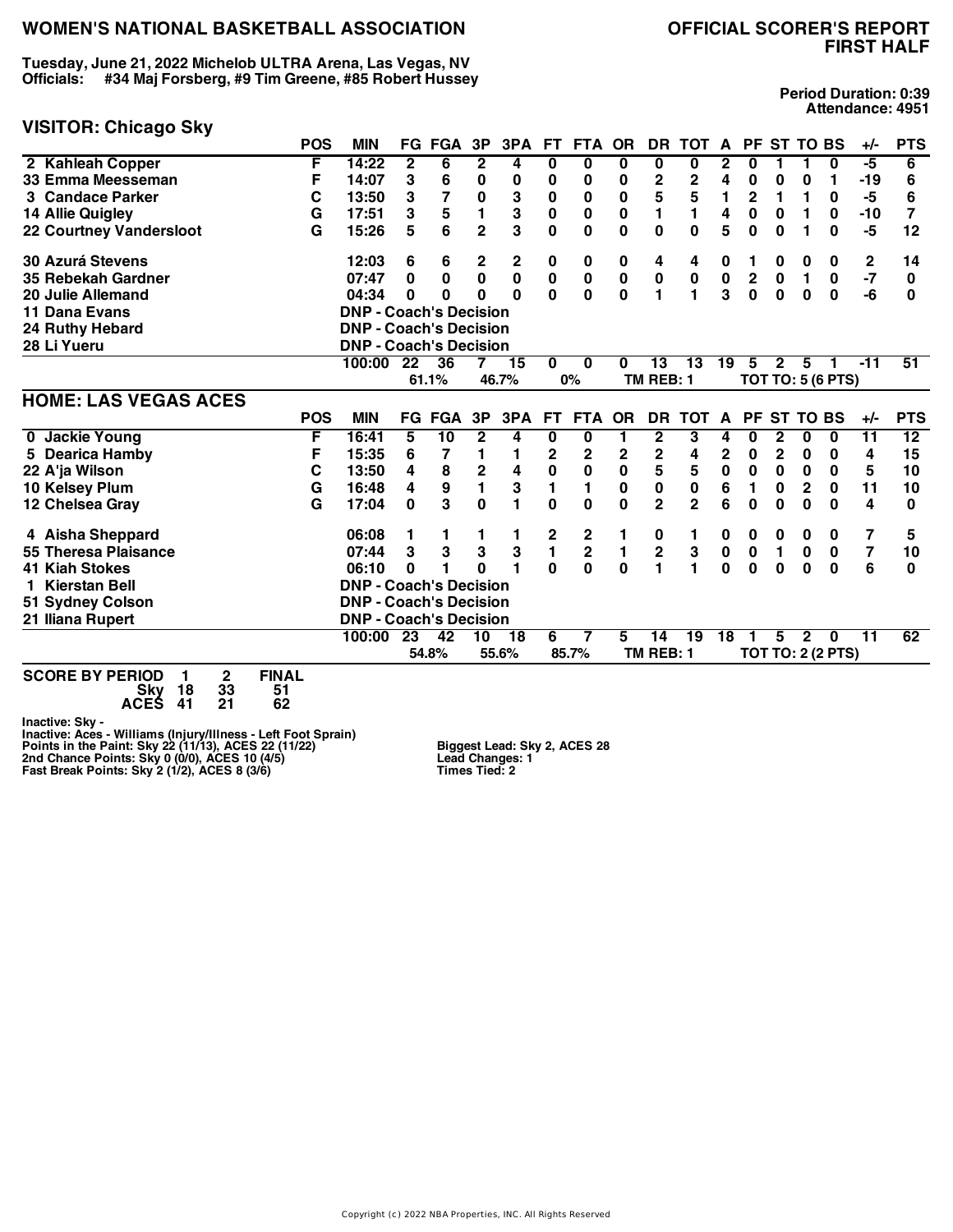# WOMEN'S NATIONAL BASKETBALL ASSOCIATION

# OFFICIAL SCORER'S REPORT FIRST HALF

**Tuesday, June 21, 2022 Michelob ULTRA Arena, Las Vegas, NV**
**Officials: #34 Maj Forsberg, #9 Tim Greene, #85 Robert Hussey**

**Period Duration: 0:39**
**Attendance: 4951**

## VISITOR: Chicago Sky

| | POS | MIN | FG | FGA | 3P | 3PA | FT | FTA | OR | DR | TOT | A | PF | ST | TO | BS | +/- | PTS |
|---|---|---|---|---|---|---|---|---|---|---|---|---|---|---|---|---|---|---|
| 2 Kahleah Copper | F | 14:22 | 2 | 6 | 2 | 4 | 0 | 0 | 0 | 0 | 0 | 2 | 0 | 1 | 1 | 0 | -5 | 6 |
| 33 Emma Meesseman | F | 14:07 | 3 | 6 | 0 | 0 | 0 | 0 | 0 | 2 | 2 | 4 | 0 | 0 | 0 | 1 | -19 | 6 |
| 3 Candace Parker | C | 13:50 | 3 | 7 | 0 | 3 | 0 | 0 | 0 | 5 | 5 | 1 | 2 | 1 | 1 | 0 | -5 | 6 |
| 14 Allie Quigley | G | 17:51 | 3 | 5 | 1 | 3 | 0 | 0 | 0 | 1 | 1 | 4 | 0 | 0 | 1 | 0 | -10 | 7 |
| 22 Courtney Vandersloot | G | 15:26 | 5 | 6 | 2 | 3 | 0 | 0 | 0 | 0 | 0 | 5 | 0 | 0 | 1 | 0 | -5 | 12 |
| 30 Azurá Stevens | | 12:03 | 6 | 6 | 2 | 2 | 0 | 0 | 0 | 4 | 4 | 0 | 1 | 0 | 0 | 0 | 2 | 14 |
| 35 Rebekah Gardner | | 07:47 | 0 | 0 | 0 | 0 | 0 | 0 | 0 | 0 | 0 | 0 | 2 | 0 | 1 | 0 | -7 | 0 |
| 20 Julie Allemand | | 04:34 | 0 | 0 | 0 | 0 | 0 | 0 | 0 | 1 | 1 | 3 | 0 | 0 | 0 | 0 | -6 | 0 |
| 11 Dana Evans | | DNP - Coach's Decision | | | | | | | | | | | | | | | | |
| 24 Ruthy Hebard | | DNP - Coach's Decision | | | | | | | | | | | | | | | | |
| 28 Li Yueru | | DNP - Coach's Decision | | | | | | | | | | | | | | | | |
| | | 100:00 | 22 | 36 | 7 | 15 | 0 | 0 | 0 | 13 | 13 | 19 | 5 | 2 | 5 | 1 | -11 | 51 |
| | | | 61.1% | | 46.7% | | 0% | | TM REB: 1 | | | | TOT TO: 5 (6 PTS) | | | | | |

## HOME: LAS VEGAS ACES

| | POS | MIN | FG | FGA | 3P | 3PA | FT | FTA | OR | DR | TOT | A | PF | ST | TO | BS | +/- | PTS |
|---|---|---|---|---|---|---|---|---|---|---|---|---|---|---|---|---|---|---|
| 0 Jackie Young | F | 16:41 | 5 | 10 | 2 | 4 | 0 | 0 | 1 | 2 | 3 | 4 | 0 | 2 | 0 | 0 | 11 | 12 |
| 5 Dearica Hamby | F | 15:35 | 6 | 7 | 1 | 1 | 2 | 2 | 2 | 2 | 4 | 2 | 0 | 2 | 0 | 0 | 4 | 15 |
| 22 A'ja Wilson | C | 13:50 | 4 | 8 | 2 | 4 | 0 | 0 | 0 | 5 | 5 | 0 | 0 | 0 | 0 | 0 | 5 | 10 |
| 10 Kelsey Plum | G | 16:48 | 4 | 9 | 1 | 3 | 1 | 1 | 0 | 0 | 0 | 6 | 1 | 0 | 2 | 0 | 11 | 10 |
| 12 Chelsea Gray | G | 17:04 | 0 | 3 | 0 | 1 | 0 | 0 | 0 | 2 | 2 | 6 | 0 | 0 | 0 | 0 | 4 | 0 |
| 4 Aisha Sheppard | | 06:08 | 1 | 1 | 1 | 1 | 2 | 2 | 1 | 0 | 1 | 0 | 0 | 0 | 0 | 0 | 7 | 5 |
| 55 Theresa Plaisance | | 07:44 | 3 | 3 | 3 | 3 | 1 | 2 | 1 | 2 | 3 | 0 | 0 | 1 | 0 | 0 | 7 | 10 |
| 41 Kiah Stokes | | 06:10 | 0 | 1 | 0 | 1 | 0 | 0 | 0 | 1 | 1 | 0 | 0 | 0 | 0 | 0 | 6 | 0 |
| 1 Kierstan Bell | | DNP - Coach's Decision | | | | | | | | | | | | | | | | |
| 51 Sydney Colson | | DNP - Coach's Decision | | | | | | | | | | | | | | | | |
| 21 Iliana Rupert | | DNP - Coach's Decision | | | | | | | | | | | | | | | | |
| | | 100:00 | 23 | 42 | 10 | 18 | 6 | 7 | 5 | 14 | 19 | 18 | 1 | 5 | 2 | 0 | 11 | 62 |
| | | | 54.8% | | 55.6% | | 85.7% | | TM REB: 1 | | | | TOT TO: 2 (2 PTS) | | | | | |

| SCORE BY PERIOD | 1 | 2 | FINAL |
|---|---|---|---|
| Sky | 18 | 33 | 51 |
| ACES | 41 | 21 | 62 |

Inactive: Sky -
Inactive: Aces - Williams (Injury/Illness - Left Foot Sprain)
Points in the Paint: Sky 22 (11/13), ACES 22 (11/22)
2nd Chance Points: Sky 0 (0/0), ACES 10 (4/5)
Fast Break Points: Sky 2 (1/2), ACES 8 (3/6)

Biggest Lead: Sky 2, ACES 28
Lead Changes: 1
Times Tied: 2

Copyright (c) 2022 NBA Properties, INC. All Rights Reserved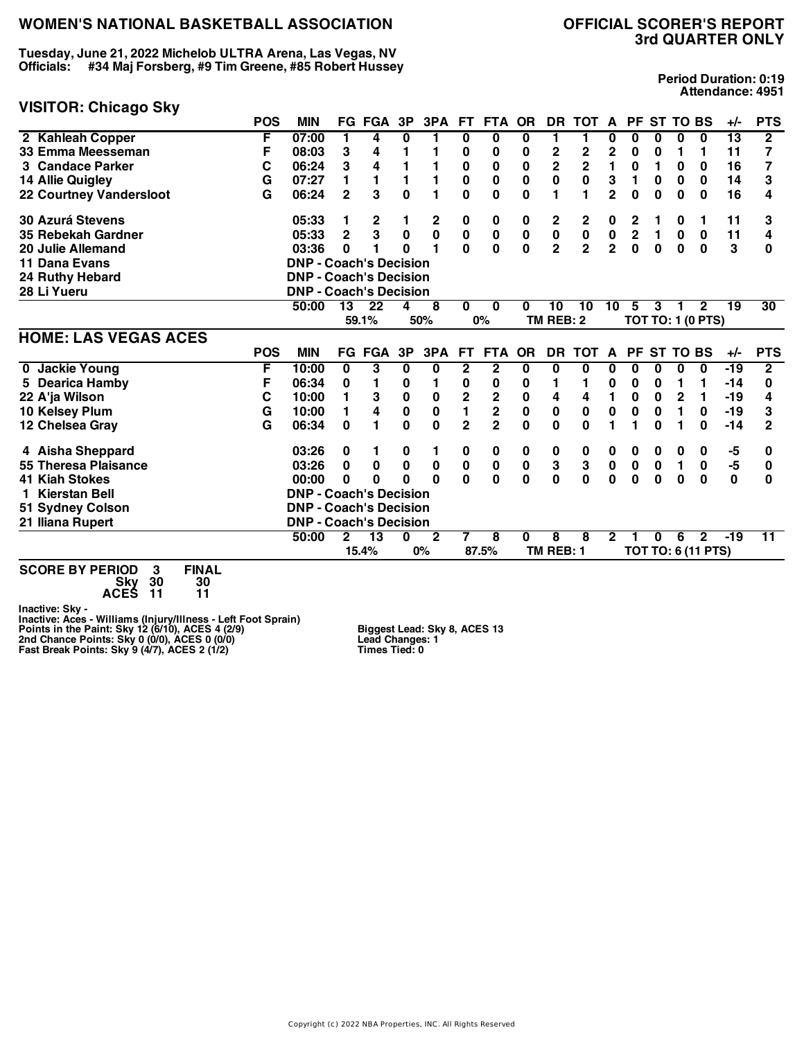# WOMEN'S NATIONAL BASKETBALL ASSOCIATION

## OFFICIAL SCORER'S REPORT
## 3rd QUARTER ONLY

**Tuesday, June 21, 2022 Michelob ULTRA Arena, Las Vegas, NV**
**Officials: #34 Maj Forsberg, #9 Tim Greene, #85 Robert Hussey**

**Period Duration: 0:19**
**Attendance: 4951**

## VISITOR: Chicago Sky

| | POS | MIN | FG | FGA | 3P | 3PA | FT | FTA | OR | DR | TOT | A | PF | ST | TO | BS | +/- | PTS |
|---|---|---|---|---|---|---|---|---|---|---|---|---|---|---|---|---|---|---|
| 2 Kahleah Copper | F | 07:00 | 1 | 4 | 0 | 1 | 0 | 0 | 0 | 1 | 1 | 0 | 0 | 0 | 0 | 0 | 13 | 2 |
| 33 Emma Meesseman | F | 08:03 | 3 | 4 | 1 | 1 | 0 | 0 | 0 | 2 | 2 | 2 | 0 | 0 | 1 | 1 | 11 | 7 |
| 3 Candace Parker | C | 06:24 | 3 | 4 | 1 | 1 | 0 | 0 | 0 | 2 | 2 | 1 | 0 | 1 | 0 | 0 | 16 | 7 |
| 14 Allie Quigley | G | 07:27 | 1 | 1 | 1 | 1 | 0 | 0 | 0 | 0 | 0 | 3 | 1 | 0 | 0 | 0 | 14 | 3 |
| 22 Courtney Vandersloot | G | 06:24 | 2 | 3 | 0 | 1 | 0 | 0 | 0 | 1 | 1 | 2 | 0 | 0 | 0 | 0 | 16 | 4 |
| 30 Azurá Stevens | | 05:33 | 1 | 2 | 1 | 2 | 0 | 0 | 0 | 2 | 2 | 0 | 2 | 1 | 0 | 1 | 11 | 3 |
| 35 Rebekah Gardner | | 05:33 | 2 | 3 | 0 | 0 | 0 | 0 | 0 | 0 | 0 | 0 | 2 | 1 | 0 | 0 | 11 | 4 |
| 20 Julie Allemand | | 03:36 | 0 | 1 | 0 | 1 | 0 | 0 | 0 | 2 | 2 | 2 | 0 | 0 | 0 | 0 | 3 | 0 |
| 11 Dana Evans | | DNP - Coach's Decision | | | | | | | | | | | | | | | | |
| 24 Ruthy Hebard | | DNP - Coach's Decision | | | | | | | | | | | | | | | | |
| 28 Li Yueru | | DNP - Coach's Decision | | | | | | | | | | | | | | | | |
| | | 50:00 | 13 | 22 | 4 | 8 | 0 | 0 | 0 | 10 | 10 | 10 | 5 | 3 | 1 | 2 | 19 | 30 |
| | | | 59.1% | | 50% | | 0% | | TM REB: 2 | | | TOT TO: 1 (0 PTS) | | | | | | |

## HOME: LAS VEGAS ACES

| | POS | MIN | FG | FGA | 3P | 3PA | FT | FTA | OR | DR | TOT | A | PF | ST | TO | BS | +/- | PTS |
|---|---|---|---|---|---|---|---|---|---|---|---|---|---|---|---|---|---|---|
| 0 Jackie Young | F | 10:00 | 0 | 3 | 0 | 0 | 2 | 2 | 0 | 0 | 0 | 0 | 0 | 0 | 0 | 0 | -19 | 2 |
| 5 Dearica Hamby | F | 06:34 | 0 | 1 | 0 | 1 | 0 | 0 | 0 | 1 | 1 | 0 | 0 | 0 | 1 | 1 | -14 | 0 |
| 22 A'ja Wilson | C | 10:00 | 1 | 3 | 0 | 0 | 2 | 2 | 0 | 4 | 4 | 1 | 0 | 0 | 2 | 1 | -19 | 4 |
| 10 Kelsey Plum | G | 10:00 | 1 | 4 | 0 | 0 | 1 | 2 | 0 | 0 | 0 | 0 | 0 | 0 | 1 | 0 | -19 | 3 |
| 12 Chelsea Gray | G | 06:34 | 0 | 1 | 0 | 0 | 2 | 2 | 0 | 0 | 0 | 1 | 1 | 0 | 1 | 0 | -14 | 2 |
| 4 Aisha Sheppard | | 03:26 | 0 | 1 | 0 | 1 | 0 | 0 | 0 | 0 | 0 | 0 | 0 | 0 | 0 | 0 | -5 | 0 |
| 55 Theresa Plaisance | | 03:26 | 0 | 0 | 0 | 0 | 0 | 0 | 0 | 3 | 3 | 0 | 0 | 0 | 1 | 0 | -5 | 0 |
| 41 Kiah Stokes | | 00:00 | 0 | 0 | 0 | 0 | 0 | 0 | 0 | 0 | 0 | 0 | 0 | 0 | 0 | 0 | 0 | 0 |
| 1 Kierstan Bell | | DNP - Coach's Decision | | | | | | | | | | | | | | | | |
| 51 Sydney Colson | | DNP - Coach's Decision | | | | | | | | | | | | | | | | |
| 21 Iliana Rupert | | DNP - Coach's Decision | | | | | | | | | | | | | | | | |
| | | 50:00 | 2 | 13 | 0 | 2 | 7 | 8 | 0 | 8 | 8 | 2 | 1 | 0 | 6 | 2 | -19 | 11 |
| | | | 15.4% | | 0% | | 87.5% | | TM REB: 1 | | | TOT TO: 6 (11 PTS) | | | | | | |

**SCORE BY PERIOD**

| | 3 | FINAL |
|---|---|---|
| Sky | 30 | 30 |
| ACES | 11 | 11 |

**Inactive: Sky -**
**Inactive: Aces - Williams (Injury/Illness - Left Foot Sprain)**
**Points in the Paint: Sky 12 (6/10), ACES 4 (2/9)**
**2nd Chance Points: Sky 0 (0/0), ACES 0 (0/0)**
**Fast Break Points: Sky 9 (4/7), ACES 2 (1/2)**

**Biggest Lead: Sky 8, ACES 13**
**Lead Changes: 1**
**Times Tied: 0**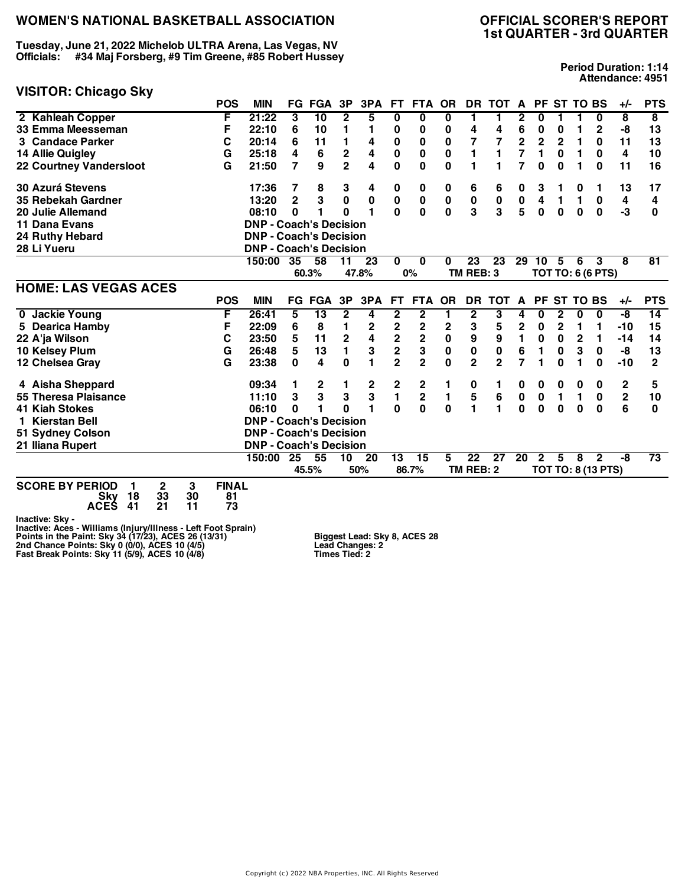# WOMEN'S NATIONAL BASKETBALL ASSOCIATION

## OFFICIAL SCORER'S REPORT
## 1st QUARTER - 3rd QUARTER

**Tuesday, June 21, 2022 Michelob ULTRA Arena, Las Vegas, NV**
**Officials: #34 Maj Forsberg, #9 Tim Greene, #85 Robert Hussey**

**Period Duration: 1:14**
**Attendance: 4951**

### VISITOR: Chicago Sky

| | POS | MIN | FG | FGA | 3P | 3PA | FT | FTA | OR | DR | TOT | A | PF | ST | TO | BS | +/- | PTS |
|---|---|---|---|---|---|---|---|---|---|---|---|---|---|---|---|---|---|---|
| 2 Kahleah Copper | F | 21:22 | 3 | 10 | 2 | 5 | 0 | 0 | 0 | 1 | 1 | 2 | 0 | 1 | 1 | 0 | 8 | 8 |
| 33 Emma Meesseman | F | 22:10 | 6 | 10 | 1 | 1 | 0 | 0 | 0 | 4 | 4 | 6 | 0 | 0 | 1 | 2 | -8 | 13 |
| 3 Candace Parker | C | 20:14 | 6 | 11 | 1 | 4 | 0 | 0 | 0 | 7 | 7 | 2 | 2 | 2 | 1 | 0 | 11 | 13 |
| 14 Allie Quigley | G | 25:18 | 4 | 6 | 2 | 4 | 0 | 0 | 0 | 1 | 1 | 7 | 1 | 0 | 1 | 0 | 4 | 10 |
| 22 Courtney Vandersloot | G | 21:50 | 7 | 9 | 2 | 4 | 0 | 0 | 0 | 1 | 1 | 7 | 0 | 0 | 1 | 0 | 11 | 16 |
| 30 Azurá Stevens | | 17:36 | 7 | 8 | 3 | 4 | 0 | 0 | 0 | 6 | 6 | 0 | 3 | 1 | 0 | 1 | 13 | 17 |
| 35 Rebekah Gardner | | 13:20 | 2 | 3 | 0 | 0 | 0 | 0 | 0 | 0 | 0 | 0 | 4 | 1 | 1 | 0 | 4 | 4 |
| 20 Julie Allemand | | 08:10 | 0 | 1 | 0 | 1 | 0 | 0 | 0 | 3 | 3 | 5 | 0 | 0 | 0 | 0 | -3 | 0 |
| 11 Dana Evans | | DNP - Coach's Decision | | | | | | | | | | | | | | | | |
| 24 Ruthy Hebard | | DNP - Coach's Decision | | | | | | | | | | | | | | | | |
| 28 Li Yueru | | DNP - Coach's Decision | | | | | | | | | | | | | | | | |
| | | 150:00 | 35 | 58 | 11 | 23 | 0 | 0 | 0 | 23 | 23 | 29 | 10 | 5 | 6 | 3 | 8 | 81 |
| | | | 60.3% | | 47.8% | | 0% | | TM REB: 3 | | | TOT TO: 6 (6 PTS) | | | | | | |

### HOME: LAS VEGAS ACES

| | POS | MIN | FG | FGA | 3P | 3PA | FT | FTA | OR | DR | TOT | A | PF | ST | TO | BS | +/- | PTS |
|---|---|---|---|---|---|---|---|---|---|---|---|---|---|---|---|---|---|---|
| 0 Jackie Young | F | 26:41 | 5 | 13 | 2 | 4 | 2 | 2 | 1 | 2 | 3 | 4 | 0 | 2 | 0 | 0 | -8 | 14 |
| 5 Dearica Hamby | F | 22:09 | 6 | 8 | 1 | 2 | 2 | 2 | 2 | 3 | 5 | 2 | 0 | 2 | 1 | 1 | -10 | 15 |
| 22 A'ja Wilson | C | 23:50 | 5 | 11 | 2 | 4 | 2 | 2 | 0 | 9 | 9 | 1 | 0 | 0 | 2 | 1 | -14 | 14 |
| 10 Kelsey Plum | G | 26:48 | 5 | 13 | 1 | 3 | 2 | 3 | 0 | 0 | 0 | 6 | 1 | 0 | 3 | 0 | -8 | 13 |
| 12 Chelsea Gray | G | 23:38 | 0 | 4 | 0 | 1 | 2 | 2 | 0 | 2 | 2 | 7 | 1 | 0 | 1 | 0 | -10 | 2 |
| 4 Aisha Sheppard | | 09:34 | 1 | 2 | 1 | 2 | 2 | 2 | 1 | 0 | 1 | 0 | 0 | 0 | 0 | 0 | 2 | 5 |
| 55 Theresa Plaisance | | 11:10 | 3 | 3 | 3 | 3 | 1 | 2 | 1 | 5 | 6 | 0 | 0 | 1 | 1 | 0 | 2 | 10 |
| 41 Kiah Stokes | | 06:10 | 0 | 1 | 0 | 1 | 0 | 0 | 0 | 1 | 1 | 0 | 0 | 0 | 0 | 0 | 6 | 0 |
| 1 Kierstan Bell | | DNP - Coach's Decision | | | | | | | | | | | | | | | | |
| 51 Sydney Colson | | DNP - Coach's Decision | | | | | | | | | | | | | | | | |
| 21 Iliana Rupert | | DNP - Coach's Decision | | | | | | | | | | | | | | | | |
| | | 150:00 | 25 | 55 | 10 | 20 | 13 | 15 | 5 | 22 | 27 | 20 | 2 | 5 | 8 | 2 | -8 | 73 |
| | | | 45.5% | | 50% | | 86.7% | | TM REB: 2 | | | TOT TO: 8 (13 PTS) | | | | | | |

| SCORE BY PERIOD | 1 | 2 | 3 | FINAL |
|---|---|---|---|---|
| Sky | 18 | 33 | 30 | 81 |
| ACES | 41 | 21 | 11 | 73 |

Inactive: Sky -
Inactive: Aces - Williams (Injury/Illness - Left Foot Sprain)
Points in the Paint: Sky 34 (17/23), ACES 26 (13/31)
2nd Chance Points: Sky 0 (0/0), ACES 10 (4/5)
Fast Break Points: Sky 11 (5/9), ACES 10 (4/8)

Biggest Lead: Sky 8, ACES 28
Lead Changes: 2
Times Tied: 2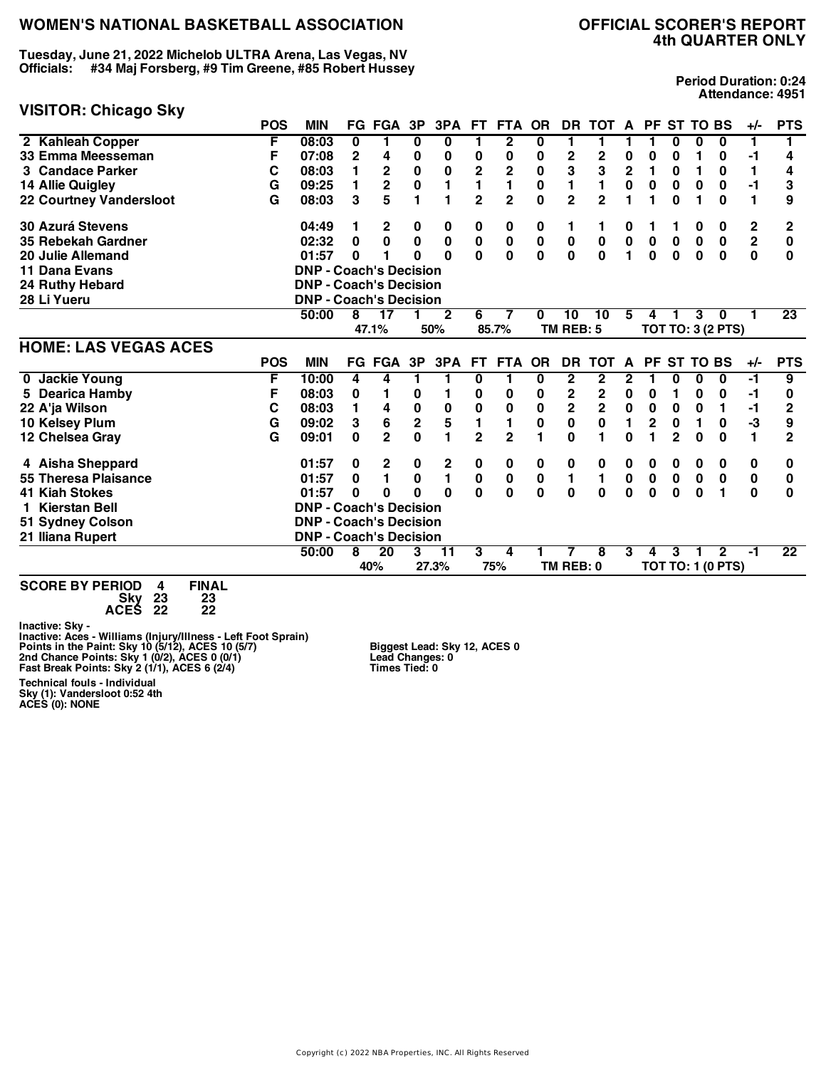# WOMEN'S NATIONAL BASKETBALL ASSOCIATION

## OFFICIAL SCORER'S REPORT
## 4th QUARTER ONLY

**Tuesday, June 21, 2022 Michelob ULTRA Arena, Las Vegas, NV**
**Officials: #34 Maj Forsberg, #9 Tim Greene, #85 Robert Hussey**

**Period Duration: 0:24**
**Attendance: 4951**

## VISITOR: Chicago Sky

| | POS | MIN | FG | FGA | 3P | 3PA | FT | FTA | OR | DR | TOT | A | PF | ST | TO | BS | +/- | PTS |
|---|---|---|---|---|---|---|---|---|---|---|---|---|---|---|---|---|---|---|
| 2 Kahleah Copper | F | 08:03 | 0 | 1 | 0 | 0 | 1 | 2 | 0 | 1 | 1 | 1 | 1 | 0 | 0 | 0 | 1 | 1 |
| 33 Emma Meesseman | F | 07:08 | 2 | 4 | 0 | 0 | 0 | 0 | 0 | 2 | 2 | 0 | 0 | 0 | 1 | 0 | -1 | 4 |
| 3 Candace Parker | C | 08:03 | 1 | 2 | 0 | 0 | 2 | 2 | 0 | 3 | 3 | 2 | 1 | 0 | 1 | 0 | 1 | 4 |
| 14 Allie Quigley | G | 09:25 | 1 | 2 | 0 | 1 | 1 | 1 | 0 | 1 | 1 | 0 | 0 | 0 | 0 | 0 | -1 | 3 |
| 22 Courtney Vandersloot | G | 08:03 | 3 | 5 | 1 | 1 | 2 | 2 | 0 | 2 | 2 | 1 | 1 | 0 | 1 | 0 | 1 | 9 |
| 30 Azurá Stevens | | 04:49 | 1 | 2 | 0 | 0 | 0 | 0 | 0 | 1 | 1 | 0 | 1 | 1 | 0 | 0 | 2 | 2 |
| 35 Rebekah Gardner | | 02:32 | 0 | 0 | 0 | 0 | 0 | 0 | 0 | 0 | 0 | 0 | 0 | 0 | 0 | 0 | 2 | 0 |
| 20 Julie Allemand | | 01:57 | 0 | 1 | 0 | 0 | 0 | 0 | 0 | 0 | 0 | 1 | 0 | 0 | 0 | 0 | 0 | 0 |
| 11 Dana Evans | | DNP - Coach's Decision | | | | | | | | | | | | | | | | |
| 24 Ruthy Hebard | | DNP - Coach's Decision | | | | | | | | | | | | | | | | |
| 28 Li Yueru | | DNP - Coach's Decision | | | | | | | | | | | | | | | | |
| | | 50:00 | 8 | 17 | 1 | 2 | 6 | 7 | 0 | 10 | 10 | 5 | 4 | 1 | 3 | 0 | 1 | 23 |
| | | | 47.1% | | 50% | | 85.7% | | | TM REB: 5 | | | TOT TO: 3 (2 PTS) | | | | | |

## HOME: LAS VEGAS ACES

| | POS | MIN | FG | FGA | 3P | 3PA | FT | FTA | OR | DR | TOT | A | PF | ST | TO | BS | +/- | PTS |
|---|---|---|---|---|---|---|---|---|---|---|---|---|---|---|---|---|---|---|
| 0 Jackie Young | F | 10:00 | 4 | 4 | 1 | 1 | 0 | 1 | 0 | 2 | 2 | 2 | 1 | 0 | 0 | 0 | -1 | 9 |
| 5 Dearica Hamby | F | 08:03 | 0 | 1 | 0 | 1 | 0 | 0 | 0 | 2 | 2 | 0 | 0 | 1 | 0 | 0 | -1 | 0 |
| 22 A'ja Wilson | C | 08:03 | 1 | 4 | 0 | 0 | 0 | 0 | 0 | 2 | 2 | 0 | 0 | 0 | 0 | 1 | -1 | 2 |
| 10 Kelsey Plum | G | 09:02 | 3 | 6 | 2 | 5 | 1 | 1 | 0 | 0 | 0 | 1 | 2 | 0 | 1 | 0 | -3 | 9 |
| 12 Chelsea Gray | G | 09:01 | 0 | 2 | 0 | 1 | 2 | 2 | 1 | 0 | 1 | 0 | 1 | 2 | 0 | 0 | 1 | 2 |
| 4 Aisha Sheppard | | 01:57 | 0 | 2 | 0 | 2 | 0 | 0 | 0 | 0 | 0 | 0 | 0 | 0 | 0 | 0 | 0 | 0 |
| 55 Theresa Plaisance | | 01:57 | 0 | 1 | 0 | 1 | 0 | 0 | 0 | 1 | 1 | 0 | 0 | 0 | 0 | 0 | 0 | 0 |
| 41 Kiah Stokes | | 01:57 | 0 | 0 | 0 | 0 | 0 | 0 | 0 | 0 | 0 | 0 | 0 | 0 | 0 | 1 | 0 | 0 |
| 1 Kierstan Bell | | DNP - Coach's Decision | | | | | | | | | | | | | | | | |
| 51 Sydney Colson | | DNP - Coach's Decision | | | | | | | | | | | | | | | | |
| 21 Iliana Rupert | | DNP - Coach's Decision | | | | | | | | | | | | | | | | |
| | | 50:00 | 8 | 20 | 3 | 11 | 3 | 4 | 1 | 7 | 8 | 3 | 4 | 3 | 1 | 2 | -1 | 22 |
| | | | 40% | | 27.3% | | 75% | | | TM REB: 0 | | | TOT TO: 1 (0 PTS) | | | | | |

**SCORE BY PERIOD**

| | 4 | FINAL |
|---|---|---|
| Sky | 23 | 23 |
| ACES | 22 | 22 |

**Inactive: Sky -**
**Inactive: Aces - Williams (Injury/Illness - Left Foot Sprain)**
**Points in the Paint: Sky 10 (5/12), ACES 10 (5/7)**
**2nd Chance Points: Sky 1 (0/2), ACES 0 (0/1)**
**Fast Break Points: Sky 2 (1/1), ACES 6 (2/4)**

**Biggest Lead: Sky 12, ACES 0**
**Lead Changes: 0**
**Times Tied: 0**

**Technical fouls - Individual**
**Sky (1): Vandersloot 0:52 4th**
**ACES (0): NONE**

Copyright (c) 2022 NBA Properties, INC. All Rights Reserved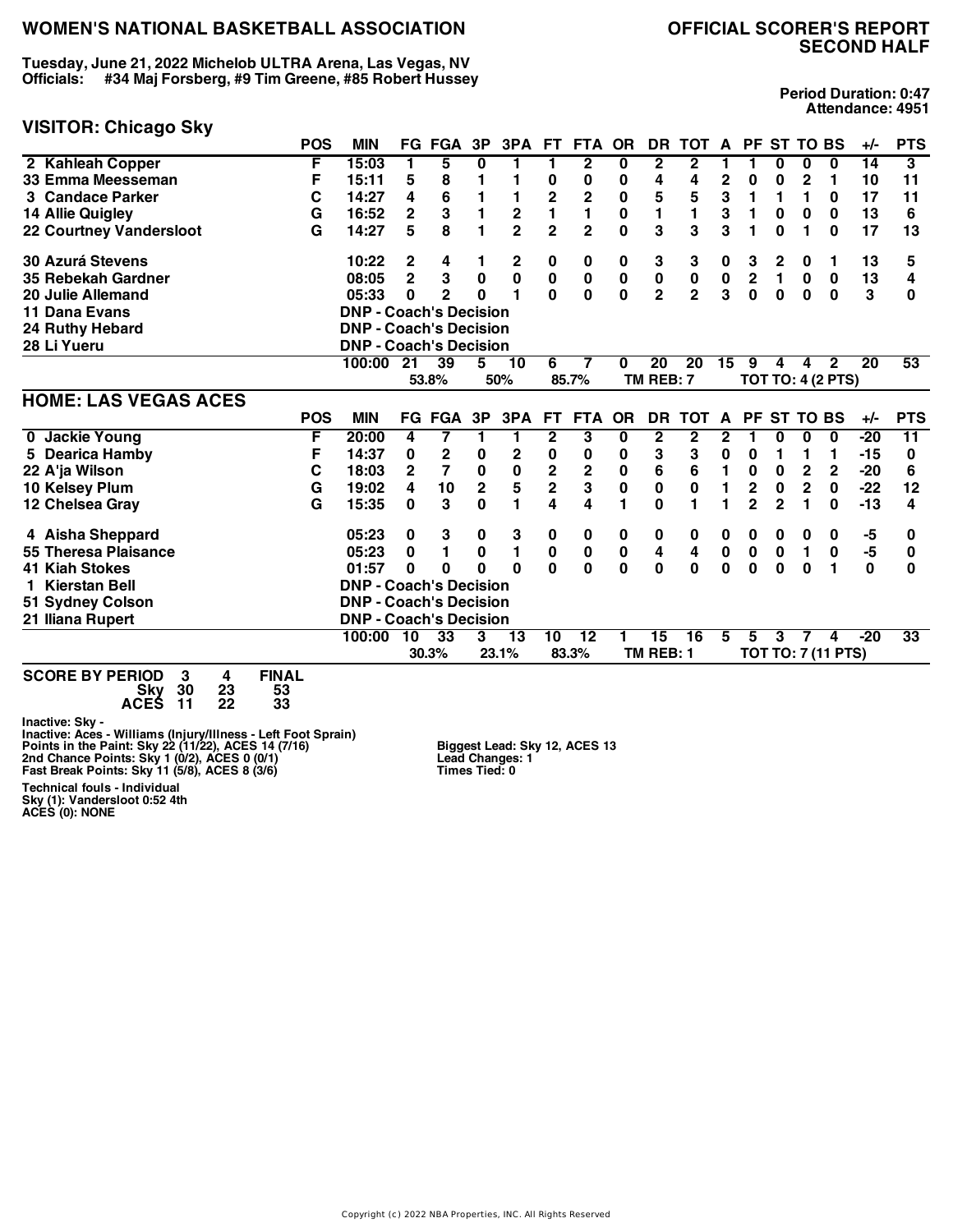# WOMEN'S NATIONAL BASKETBALL ASSOCIATION

## OFFICIAL SCORER'S REPORT SECOND HALF

**Tuesday, June 21, 2022 Michelob ULTRA Arena, Las Vegas, NV**
**Officials: #34 Maj Forsberg, #9 Tim Greene, #85 Robert Hussey**

**Period Duration: 0:47**
**Attendance: 4951**

### VISITOR: Chicago Sky

| | POS | MIN | FG | FGA | 3P | 3PA | FT | FTA | OR | DR | TOT | A | PF | ST | TO | BS | +/- | PTS |
|---|---|---|---|---|---|---|---|---|---|---|---|---|---|---|---|---|---|---|
| 2 Kahleah Copper | F | 15:03 | 1 | 5 | 0 | 1 | 1 | 2 | 0 | 2 | 2 | 1 | 1 | 0 | 0 | 0 | 14 | 3 |
| 33 Emma Meesseman | F | 15:11 | 5 | 8 | 1 | 1 | 0 | 0 | 0 | 4 | 4 | 2 | 0 | 0 | 2 | 1 | 10 | 11 |
| 3 Candace Parker | C | 14:27 | 4 | 6 | 1 | 1 | 2 | 2 | 0 | 5 | 5 | 3 | 1 | 1 | 1 | 0 | 17 | 11 |
| 14 Allie Quigley | G | 16:52 | 2 | 3 | 1 | 2 | 1 | 1 | 0 | 1 | 1 | 3 | 1 | 0 | 0 | 0 | 13 | 6 |
| 22 Courtney Vandersloot | G | 14:27 | 5 | 8 | 1 | 2 | 2 | 2 | 0 | 3 | 3 | 3 | 1 | 0 | 1 | 0 | 17 | 13 |
| 30 Azurá Stevens | | 10:22 | 2 | 4 | 1 | 2 | 0 | 0 | 0 | 3 | 3 | 0 | 3 | 2 | 0 | 1 | 13 | 5 |
| 35 Rebekah Gardner | | 08:05 | 2 | 3 | 0 | 0 | 0 | 0 | 0 | 0 | 0 | 0 | 2 | 1 | 0 | 0 | 13 | 4 |
| 20 Julie Allemand | | 05:33 | 0 | 2 | 0 | 1 | 0 | 0 | 0 | 2 | 2 | 3 | 0 | 0 | 0 | 0 | 3 | 0 |
| 11 Dana Evans | | DNP - Coach's Decision | | | | | | | | | | | | | | | | |
| 24 Ruthy Hebard | | DNP - Coach's Decision | | | | | | | | | | | | | | | | |
| 28 Li Yueru | | DNP - Coach's Decision | | | | | | | | | | | | | | | | |
| | | 100:00 | 21 | 39 | 5 | 10 | 6 | 7 | 0 | 20 | 20 | 15 | 9 | 4 | 4 | 2 | 20 | 53 |
| | | | | 53.8% | | 50% | | 85.7% | | TM REB: 7 | | | TOT TO: 4 (2 PTS) | | | | | |

### HOME: LAS VEGAS ACES

| | POS | MIN | FG | FGA | 3P | 3PA | FT | FTA | OR | DR | TOT | A | PF | ST | TO | BS | +/- | PTS |
|---|---|---|---|---|---|---|---|---|---|---|---|---|---|---|---|---|---|---|
| 0 Jackie Young | F | 20:00 | 4 | 7 | 1 | 1 | 2 | 3 | 0 | 2 | 2 | 2 | 1 | 0 | 0 | 0 | -20 | 11 |
| 5 Dearica Hamby | F | 14:37 | 0 | 2 | 0 | 2 | 0 | 0 | 0 | 3 | 3 | 0 | 0 | 1 | 1 | 1 | -15 | 0 |
| 22 A'ja Wilson | C | 18:03 | 2 | 7 | 0 | 0 | 2 | 2 | 0 | 6 | 6 | 1 | 0 | 0 | 2 | 2 | -20 | 6 |
| 10 Kelsey Plum | G | 19:02 | 4 | 10 | 2 | 5 | 2 | 3 | 0 | 0 | 0 | 1 | 2 | 0 | 2 | 0 | -22 | 12 |
| 12 Chelsea Gray | G | 15:35 | 0 | 3 | 0 | 1 | 4 | 4 | 1 | 0 | 1 | 1 | 2 | 2 | 1 | 0 | -13 | 4 |
| 4 Aisha Sheppard | | 05:23 | 0 | 3 | 0 | 3 | 0 | 0 | 0 | 0 | 0 | 0 | 0 | 0 | 0 | 0 | -5 | 0 |
| 55 Theresa Plaisance | | 05:23 | 0 | 1 | 0 | 1 | 0 | 0 | 0 | 4 | 4 | 0 | 0 | 0 | 1 | 0 | -5 | 0 |
| 41 Kiah Stokes | | 01:57 | 0 | 0 | 0 | 0 | 0 | 0 | 0 | 0 | 0 | 0 | 0 | 0 | 0 | 1 | 0 | 0 |
| 1 Kierstan Bell | | DNP - Coach's Decision | | | | | | | | | | | | | | | | |
| 51 Sydney Colson | | DNP - Coach's Decision | | | | | | | | | | | | | | | | |
| 21 Iliana Rupert | | DNP - Coach's Decision | | | | | | | | | | | | | | | | |
| | | 100:00 | 10 | 33 | 3 | 13 | 10 | 12 | 1 | 15 | 16 | 5 | 5 | 3 | 7 | 4 | -20 | 33 |
| | | | | 30.3% | | 23.1% | | 83.3% | | TM REB: 1 | | | TOT TO: 7 (11 PTS) | | | | | |

| SCORE BY PERIOD | 3 | 4 | FINAL |
|---|---|---|---|
| Sky | 30 | 23 | 53 |
| ACES | 11 | 22 | 33 |

Inactive: Sky -
Inactive: Aces - Williams (Injury/Illness - Left Foot Sprain)
Points in the Paint: Sky 22 (11/22), ACES 14 (7/16)
2nd Chance Points: Sky 1 (0/2), ACES 0 (0/1)
Fast Break Points: Sky 11 (5/8), ACES 8 (3/6)

Biggest Lead: Sky 12, ACES 13
Lead Changes: 1
Times Tied: 0

Technical fouls - Individual
Sky (1): Vandersloot 0:52 4th
ACES (0): NONE

Copyright (c) 2022 NBA Properties, INC. All Rights Reserved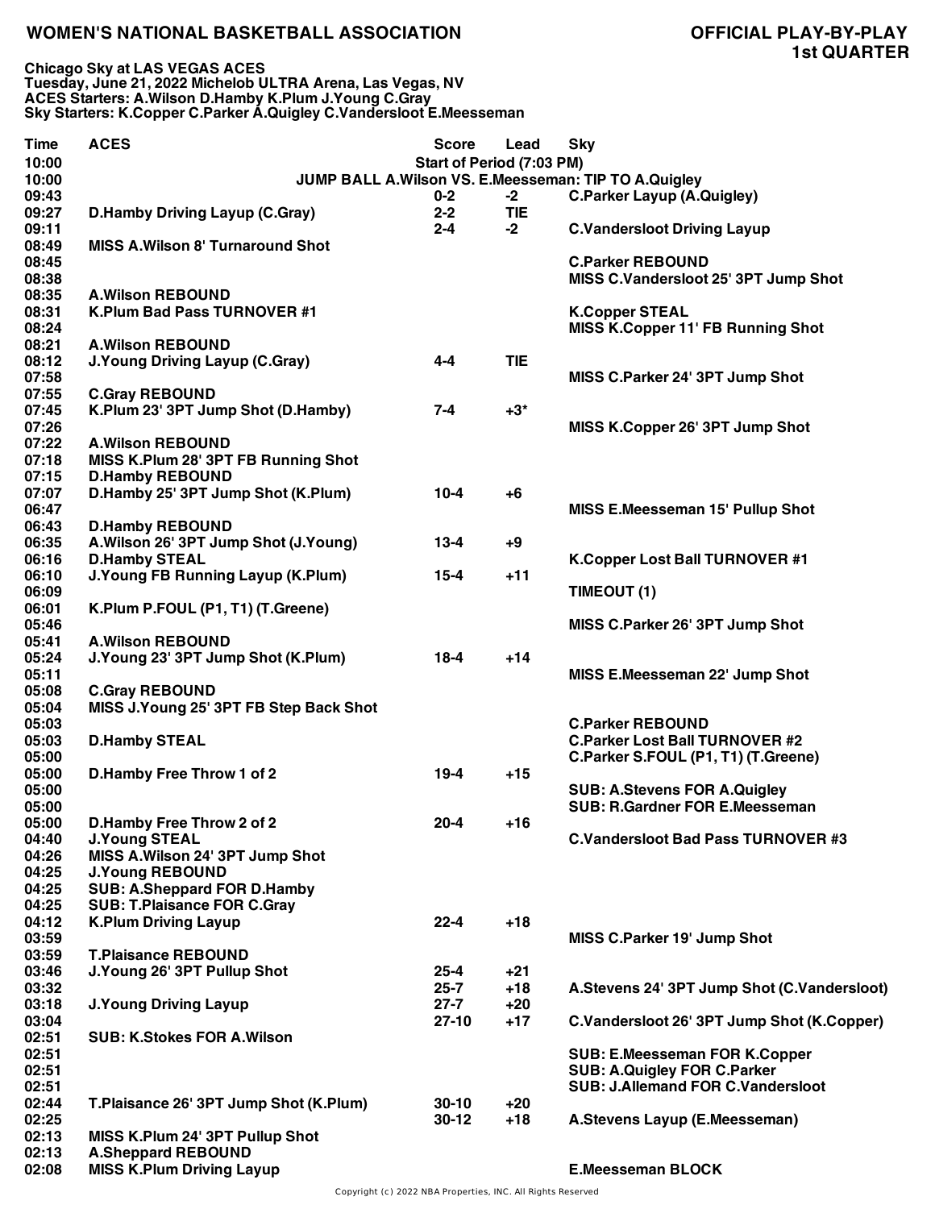# WOMEN'S NATIONAL BASKETBALL ASSOCIATION

## OFFICIAL PLAY-BY-PLAY
## 1st QUARTER

**Chicago Sky at LAS VEGAS ACES**
**Tuesday, June 21, 2022 Michelob ULTRA Arena, Las Vegas, NV**
**ACES Starters: A.Wilson D.Hamby K.Plum J.Young C.Gray**
**Sky Starters: K.Copper C.Parker A.Quigley C.Vandersloot E.Meesseman**

| Time | ACES | Score | Lead | Sky |
|---|---|---|---|---|
| 10:00 | Start of Period (7:03 PM) | | | |
| 10:00 | JUMP BALL A.Wilson VS. E.Meesseman: TIP TO A.Quigley | | | |
| 09:43 | | 0-2 | -2 | C.Parker Layup (A.Quigley) |
| 09:27 | D.Hamby Driving Layup (C.Gray) | 2-2 | TIE | |
| 09:11 | | 2-4 | -2 | C.Vandersloot Driving Layup |
| 08:49 | MISS A.Wilson 8' Turnaround Shot | | | |
| 08:45 | | | | C.Parker REBOUND |
| 08:38 | | | | MISS C.Vandersloot 25' 3PT Jump Shot |
| 08:35 | A.Wilson REBOUND | | | |
| 08:31 | K.Plum Bad Pass TURNOVER #1 | | | K.Copper STEAL |
| 08:24 | | | | MISS K.Copper 11' FB Running Shot |
| 08:21 | A.Wilson REBOUND | | | |
| 08:12 | J.Young Driving Layup (C.Gray) | 4-4 | TIE | |
| 07:58 | | | | MISS C.Parker 24' 3PT Jump Shot |
| 07:55 | C.Gray REBOUND | | | |
| 07:45 | K.Plum 23' 3PT Jump Shot (D.Hamby) | 7-4 | +3* | |
| 07:26 | | | | MISS K.Copper 26' 3PT Jump Shot |
| 07:22 | A.Wilson REBOUND | | | |
| 07:18 | MISS K.Plum 28' 3PT FB Running Shot | | | |
| 07:15 | D.Hamby REBOUND | | | |
| 07:07 | D.Hamby 25' 3PT Jump Shot (K.Plum) | 10-4 | +6 | |
| 06:47 | | | | MISS E.Meesseman 15' Pullup Shot |
| 06:43 | D.Hamby REBOUND | | | |
| 06:35 | A.Wilson 26' 3PT Jump Shot (J.Young) | 13-4 | +9 | |
| 06:16 | D.Hamby STEAL | | | K.Copper Lost Ball TURNOVER #1 |
| 06:10 | J.Young FB Running Layup (K.Plum) | 15-4 | +11 | |
| 06:09 | | | | TIMEOUT (1) |
| 06:01 | K.Plum P.FOUL (P1, T1) (T.Greene) | | | |
| 05:46 | | | | MISS C.Parker 26' 3PT Jump Shot |
| 05:41 | A.Wilson REBOUND | | | |
| 05:24 | J.Young 23' 3PT Jump Shot (K.Plum) | 18-4 | +14 | |
| 05:11 | | | | MISS E.Meesseman 22' Jump Shot |
| 05:08 | C.Gray REBOUND | | | |
| 05:04 | MISS J.Young 25' 3PT FB Step Back Shot | | | |
| 05:03 | | | | C.Parker REBOUND |
| 05:03 | D.Hamby STEAL | | | C.Parker Lost Ball TURNOVER #2 |
| 05:00 | | | | C.Parker S.FOUL (P1, T1) (T.Greene) |
| 05:00 | D.Hamby Free Throw 1 of 2 | 19-4 | +15 | |
| 05:00 | | | | SUB: A.Stevens FOR A.Quigley |
| 05:00 | | | | SUB: R.Gardner FOR E.Meesseman |
| 05:00 | D.Hamby Free Throw 2 of 2 | 20-4 | +16 | |
| 04:40 | J.Young STEAL | | | C.Vandersloot Bad Pass TURNOVER #3 |
| 04:26 | MISS A.Wilson 24' 3PT Jump Shot | | | |
| 04:25 | J.Young REBOUND | | | |
| 04:25 | SUB: A.Sheppard FOR D.Hamby | | | |
| 04:25 | SUB: T.Plaisance FOR C.Gray | | | |
| 04:12 | K.Plum Driving Layup | 22-4 | +18 | |
| 03:59 | | | | MISS C.Parker 19' Jump Shot |
| 03:59 | T.Plaisance REBOUND | | | |
| 03:46 | J.Young 26' 3PT Pullup Shot | 25-4 | +21 | |
| 03:32 | | 25-7 | +18 | A.Stevens 24' 3PT Jump Shot (C.Vandersloot) |
| 03:18 | J.Young Driving Layup | 27-7 | +20 | |
| 03:04 | | 27-10 | +17 | C.Vandersloot 26' 3PT Jump Shot (K.Copper) |
| 02:51 | SUB: K.Stokes FOR A.Wilson | | | |
| 02:51 | | | | SUB: E.Meesseman FOR K.Copper |
| 02:51 | | | | SUB: A.Quigley FOR C.Parker |
| 02:51 | | | | SUB: J.Allemand FOR C.Vandersloot |
| 02:44 | T.Plaisance 26' 3PT Jump Shot (K.Plum) | 30-10 | +20 | |
| 02:25 | | 30-12 | +18 | A.Stevens Layup (E.Meesseman) |
| 02:13 | MISS K.Plum 24' 3PT Pullup Shot | | | |
| 02:13 | A.Sheppard REBOUND | | | |
| 02:08 | MISS K.Plum Driving Layup | | | E.Meesseman BLOCK |

Copyright (c) 2022 NBA Properties, INC. All Rights Reserved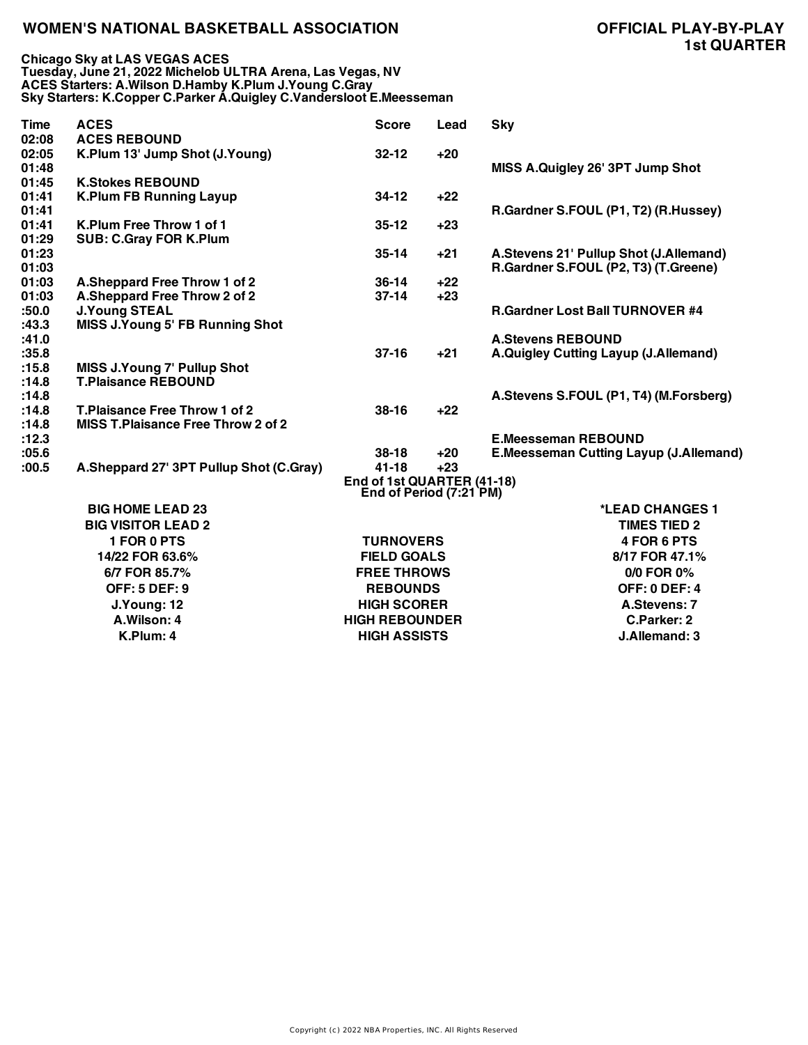# WOMEN'S NATIONAL BASKETBALL ASSOCIATION

## OFFICIAL PLAY-BY-PLAY
## 1st QUARTER

**Chicago Sky at LAS VEGAS ACES**
**Tuesday, June 21, 2022 Michelob ULTRA Arena, Las Vegas, NV**
**ACES Starters: A.Wilson D.Hamby K.Plum J.Young C.Gray**
**Sky Starters: K.Copper C.Parker A.Quigley C.Vandersloot E.Meesseman**

| Time | ACES | Score | Lead | Sky |
|---|---|---|---|---|
| 02:08 | ACES REBOUND | | | |
| 02:05 | K.Plum 13' Jump Shot (J.Young) | 32-12 | +20 | |
| 01:48 | | | | MISS A.Quigley 26' 3PT Jump Shot |
| 01:45 | K.Stokes REBOUND | | | |
| 01:41 | K.Plum FB Running Layup | 34-12 | +22 | |
| 01:41 | | | | R.Gardner S.FOUL (P1, T2) (R.Hussey) |
| 01:41 | K.Plum Free Throw 1 of 1 | 35-12 | +23 | |
| 01:29 | SUB: C.Gray FOR K.Plum | | | |
| 01:23 | | 35-14 | +21 | A.Stevens 21' Pullup Shot (J.Allemand) |
| 01:03 | | | | R.Gardner S.FOUL (P2, T3) (T.Greene) |
| 01:03 | A.Sheppard Free Throw 1 of 2 | 36-14 | +22 | |
| 01:03 | A.Sheppard Free Throw 2 of 2 | 37-14 | +23 | |
| :50.0 | J.Young STEAL | | | R.Gardner Lost Ball TURNOVER #4 |
| :43.3 | MISS J.Young 5' FB Running Shot | | | |
| :41.0 | | | | A.Stevens REBOUND |
| :35.8 | | 37-16 | +21 | A.Quigley Cutting Layup (J.Allemand) |
| :15.8 | MISS J.Young 7' Pullup Shot | | | |
| :14.8 | T.Plaisance REBOUND | | | |
| :14.8 | | | | A.Stevens S.FOUL (P1, T4) (M.Forsberg) |
| :14.8 | T.Plaisance Free Throw 1 of 2 | 38-16 | +22 | |
| :14.8 | MISS T.Plaisance Free Throw 2 of 2 | | | |
| :12.3 | | | | E.Meesseman REBOUND |
| :05.6 | | 38-18 | +20 | E.Meesseman Cutting Layup (J.Allemand) |
| :00.5 | A.Sheppard 27' 3PT Pullup Shot (C.Gray) | 41-18 | +23 | |

**End of 1st QUARTER (41-18)**
**End of Period (7:21 PM)**

| ACES | | Sky |
|---|---|---|
| BIG HOME LEAD 23 | | *LEAD CHANGES 1 |
| BIG VISITOR LEAD 2 | | TIMES TIED 2 |
| 1 FOR 0 PTS | TURNOVERS | 4 FOR 6 PTS |
| 14/22 FOR 63.6% | FIELD GOALS | 8/17 FOR 47.1% |
| 6/7 FOR 85.7% | FREE THROWS | 0/0 FOR 0% |
| OFF: 5 DEF: 9 | REBOUNDS | OFF: 0 DEF: 4 |
| J.Young: 12 | HIGH SCORER | A.Stevens: 7 |
| A.Wilson: 4 | HIGH REBOUNDER | C.Parker: 2 |
| K.Plum: 4 | HIGH ASSISTS | J.Allemand: 3 |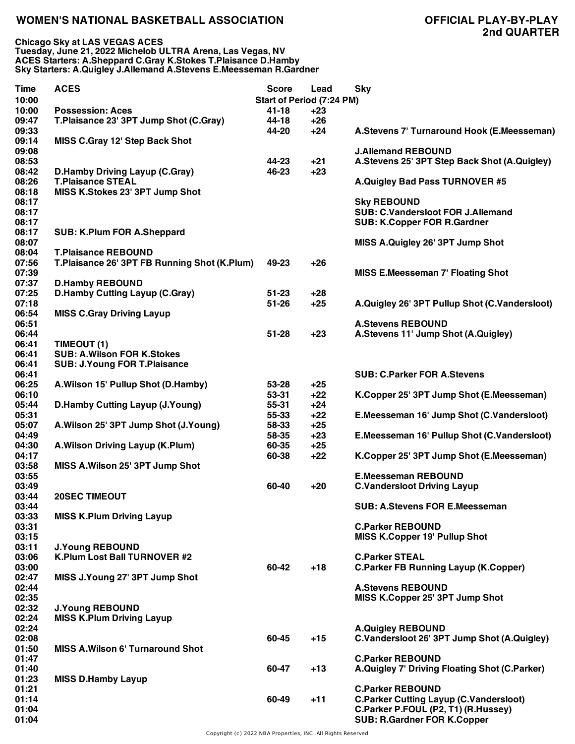**WOMEN'S NATIONAL BASKETBALL ASSOCIATION** — **OFFICIAL PLAY-BY-PLAY**
**2nd QUARTER**

**Chicago Sky at LAS VEGAS ACES**
**Tuesday, June 21, 2022 Michelob ULTRA Arena, Las Vegas, NV**
**ACES Starters: A.Sheppard C.Gray K.Stokes T.Plaisance D.Hamby**
**Sky Starters: A.Quigley J.Allemand A.Stevens E.Meesseman R.Gardner**

| Time | ACES | Score | Lead | Sky |
|---|---|---|---|---|
| 10:00 | | Start of Period (7:24 PM) | | |
| 10:00 | Possession: Aces | 41-18 | +23 | |
| 09:47 | T.Plaisance 23' 3PT Jump Shot (C.Gray) | 44-18 | +26 | |
| 09:33 | | 44-20 | +24 | A.Stevens 7' Turnaround Hook (E.Meesseman) |
| 09:14 | MISS C.Gray 12' Step Back Shot | | | |
| 09:08 | | | | J.Allemand REBOUND |
| 08:53 | | 44-23 | +21 | A.Stevens 25' 3PT Step Back Shot (A.Quigley) |
| 08:42 | D.Hamby Driving Layup (C.Gray) | 46-23 | +23 | |
| 08:26 | T.Plaisance STEAL | | | A.Quigley Bad Pass TURNOVER #5 |
| 08:18 | MISS K.Stokes 23' 3PT Jump Shot | | | |
| 08:17 | | | | Sky REBOUND |
| 08:17 | | | | SUB: C.Vandersloot FOR J.Allemand |
| 08:17 | | | | SUB: K.Copper FOR R.Gardner |
| 08:17 | SUB: K.Plum FOR A.Sheppard | | | |
| 08:07 | | | | MISS A.Quigley 26' 3PT Jump Shot |
| 08:04 | T.Plaisance REBOUND | | | |
| 07:56 | T.Plaisance 26' 3PT FB Running Shot (K.Plum) | 49-23 | +26 | |
| 07:39 | | | | MISS E.Meesseman 7' Floating Shot |
| 07:37 | D.Hamby REBOUND | | | |
| 07:25 | D.Hamby Cutting Layup (C.Gray) | 51-23 | +28 | |
| 07:18 | | 51-26 | +25 | A.Quigley 26' 3PT Pullup Shot (C.Vandersloot) |
| 06:54 | MISS C.Gray Driving Layup | | | |
| 06:51 | | | | A.Stevens REBOUND |
| 06:44 | | 51-28 | +23 | A.Stevens 11' Jump Shot (A.Quigley) |
| 06:41 | TIMEOUT (1) | | | |
| 06:41 | SUB: A.Wilson FOR K.Stokes | | | |
| 06:41 | SUB: J.Young FOR T.Plaisance | | | |
| 06:41 | | | | SUB: C.Parker FOR A.Stevens |
| 06:25 | A.Wilson 15' Pullup Shot (D.Hamby) | 53-28 | +25 | |
| 06:10 | | 53-31 | +22 | K.Copper 25' 3PT Jump Shot (E.Meesseman) |
| 05:44 | D.Hamby Cutting Layup (J.Young) | 55-31 | +24 | |
| 05:31 | | 55-33 | +22 | E.Meesseman 16' Jump Shot (C.Vandersloot) |
| 05:07 | A.Wilson 25' 3PT Jump Shot (J.Young) | 58-33 | +25 | |
| 04:49 | | 58-35 | +23 | E.Meesseman 16' Pullup Shot (C.Vandersloot) |
| 04:30 | A.Wilson Driving Layup (K.Plum) | 60-35 | +25 | |
| 04:17 | | 60-38 | +22 | K.Copper 25' 3PT Jump Shot (E.Meesseman) |
| 03:58 | MISS A.Wilson 25' 3PT Jump Shot | | | |
| 03:55 | | | | E.Meesseman REBOUND |
| 03:49 | | 60-40 | +20 | C.Vandersloot Driving Layup |
| 03:44 | 20SEC TIMEOUT | | | |
| 03:44 | | | | SUB: A.Stevens FOR E.Meesseman |
| 03:33 | MISS K.Plum Driving Layup | | | |
| 03:31 | | | | C.Parker REBOUND |
| 03:15 | | | | MISS K.Copper 19' Pullup Shot |
| 03:11 | J.Young REBOUND | | | |
| 03:06 | K.Plum Lost Ball TURNOVER #2 | | | C.Parker STEAL |
| 03:00 | | 60-42 | +18 | C.Parker FB Running Layup (K.Copper) |
| 02:47 | MISS J.Young 27' 3PT Jump Shot | | | |
| 02:44 | | | | A.Stevens REBOUND |
| 02:35 | | | | MISS K.Copper 25' 3PT Jump Shot |
| 02:32 | J.Young REBOUND | | | |
| 02:24 | MISS K.Plum Driving Layup | | | |
| 02:24 | | | | A.Quigley REBOUND |
| 02:08 | | 60-45 | +15 | C.Vandersloot 26' 3PT Jump Shot (A.Quigley) |
| 01:50 | MISS A.Wilson 6' Turnaround Shot | | | |
| 01:47 | | | | C.Parker REBOUND |
| 01:40 | | 60-47 | +13 | A.Quigley 7' Driving Floating Shot (C.Parker) |
| 01:23 | MISS D.Hamby Layup | | | |
| 01:21 | | | | C.Parker REBOUND |
| 01:14 | | 60-49 | +11 | C.Parker Cutting Layup (C.Vandersloot) |
| 01:04 | | | | C.Parker P.FOUL (P2, T1) (R.Hussey) |
| 01:04 | | | | SUB: R.Gardner FOR K.Copper |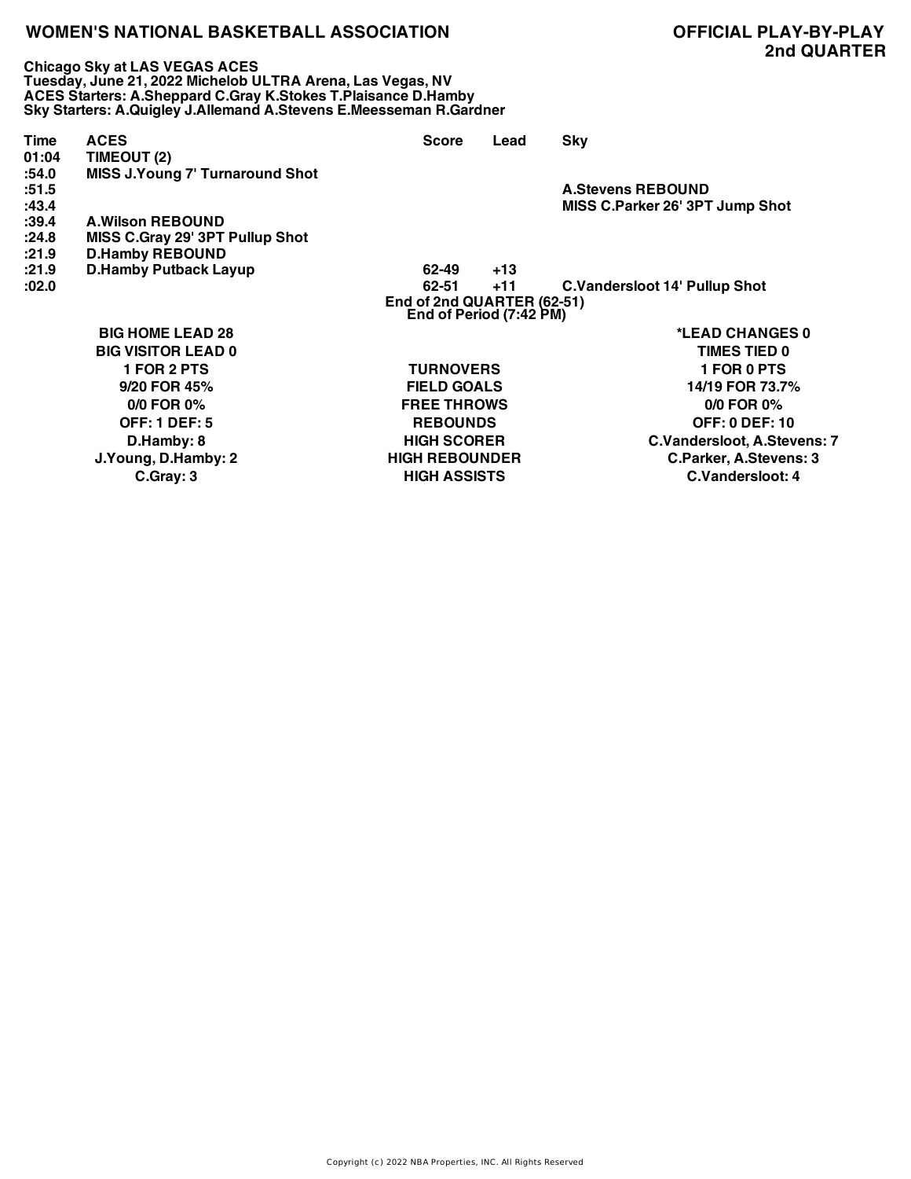**WOMEN'S NATIONAL BASKETBALL ASSOCIATION**

**OFFICIAL PLAY-BY-PLAY**
**2nd QUARTER**

**Chicago Sky at LAS VEGAS ACES**
**Tuesday, June 21, 2022 Michelob ULTRA Arena, Las Vegas, NV**
**ACES Starters: A.Sheppard C.Gray K.Stokes T.Plaisance D.Hamby**
**Sky Starters: A.Quigley J.Allemand A.Stevens E.Meesseman R.Gardner**

| Time | ACES | Score | Lead | Sky |
|---|---|---|---|---|
| 01:04 | TIMEOUT (2) | | | |
| :54.0 | MISS J.Young 7' Turnaround Shot | | | |
| :51.5 | | | | A.Stevens REBOUND |
| :43.4 | | | | MISS C.Parker 26' 3PT Jump Shot |
| :39.4 | A.Wilson REBOUND | | | |
| :24.8 | MISS C.Gray 29' 3PT Pullup Shot | | | |
| :21.9 | D.Hamby REBOUND | | | |
| :21.9 | D.Hamby Putback Layup | 62-49 | +13 | |
| :02.0 | | 62-51 | +11 | C.Vandersloot 14' Pullup Shot |

End of 2nd QUARTER (62-51)
End of Period (7:42 PM)

| ACES | | Sky |
|---|---|---|
| BIG HOME LEAD 28 | | *LEAD CHANGES 0 |
| BIG VISITOR LEAD 0 | | TIMES TIED 0 |
| 1 FOR 2 PTS | TURNOVERS | 1 FOR 0 PTS |
| 9/20 FOR 45% | FIELD GOALS | 14/19 FOR 73.7% |
| 0/0 FOR 0% | FREE THROWS | 0/0 FOR 0% |
| OFF: 1 DEF: 5 | REBOUNDS | OFF: 0 DEF: 10 |
| D.Hamby: 8 | HIGH SCORER | C.Vandersloot, A.Stevens: 7 |
| J.Young, D.Hamby: 2 | HIGH REBOUNDER | C.Parker, A.Stevens: 3 |
| C.Gray: 3 | HIGH ASSISTS | C.Vandersloot: 4 |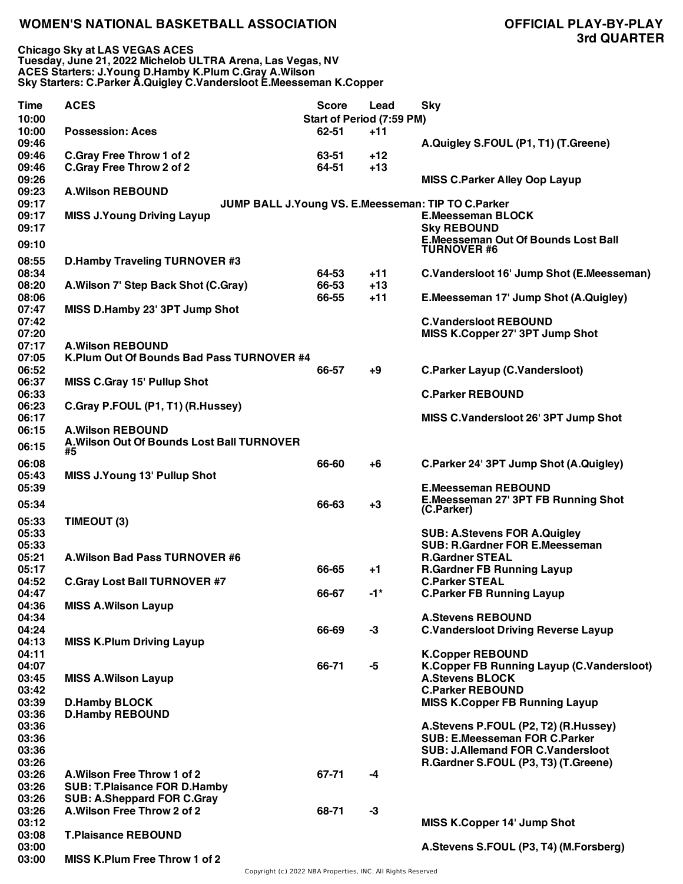# WOMEN'S NATIONAL BASKETBALL ASSOCIATION

## OFFICIAL PLAY-BY-PLAY 3rd QUARTER

**Chicago Sky at LAS VEGAS ACES**
**Tuesday, June 21, 2022 Michelob ULTRA Arena, Las Vegas, NV**
**ACES Starters: J.Young D.Hamby K.Plum C.Gray A.Wilson**
**Sky Starters: C.Parker A.Quigley C.Vandersloot E.Meesseman K.Copper**

| Time | ACES | Score | Lead | Sky |
|---|---|---|---|---|
| 10:00 | | Start of Period (7:59 PM) | | |
| 10:00 | Possession: Aces | 62-51 | +11 | |
| 09:46 | | | | A.Quigley S.FOUL (P1, T1) (T.Greene) |
| 09:46 | C.Gray Free Throw 1 of 2 | 63-51 | +12 | |
| 09:46 | C.Gray Free Throw 2 of 2 | 64-51 | +13 | |
| 09:26 | | | | MISS C.Parker Alley Oop Layup |
| 09:23 | A.Wilson REBOUND | | | |
| 09:17 | JUMP BALL J.Young VS. E.Meesseman: TIP TO C.Parker | | | |
| 09:17 | MISS J.Young Driving Layup | | | E.Meesseman BLOCK |
| 09:17 | | | | Sky REBOUND |
| 09:10 | | | | E.Meesseman Out Of Bounds Lost Ball TURNOVER #6 |
| 08:55 | D.Hamby Traveling TURNOVER #3 | | | |
| 08:34 | | 64-53 | +11 | C.Vandersloot 16' Jump Shot (E.Meesseman) |
| 08:20 | A.Wilson 7' Step Back Shot (C.Gray) | 66-53 | +13 | |
| 08:06 | | 66-55 | +11 | E.Meesseman 17' Jump Shot (A.Quigley) |
| 07:47 | MISS D.Hamby 23' 3PT Jump Shot | | | |
| 07:42 | | | | C.Vandersloot REBOUND |
| 07:20 | | | | MISS K.Copper 27' 3PT Jump Shot |
| 07:17 | A.Wilson REBOUND | | | |
| 07:05 | K.Plum Out Of Bounds Bad Pass TURNOVER #4 | | | |
| 06:52 | | 66-57 | +9 | C.Parker Layup (C.Vandersloot) |
| 06:37 | MISS C.Gray 15' Pullup Shot | | | |
| 06:33 | | | | C.Parker REBOUND |
| 06:23 | C.Gray P.FOUL (P1, T1) (R.Hussey) | | | |
| 06:17 | | | | MISS C.Vandersloot 26' 3PT Jump Shot |
| 06:15 | A.Wilson REBOUND | | | |
| 06:15 | A.Wilson Out Of Bounds Lost Ball TURNOVER #5 | | | |
| 06:08 | | 66-60 | +6 | C.Parker 24' 3PT Jump Shot (A.Quigley) |
| 05:43 | MISS J.Young 13' Pullup Shot | | | |
| 05:39 | | | | E.Meesseman REBOUND |
| 05:34 | | 66-63 | +3 | E.Meesseman 27' 3PT FB Running Shot (C.Parker) |
| 05:33 | TIMEOUT (3) | | | |
| 05:33 | | | | SUB: A.Stevens FOR A.Quigley |
| 05:33 | | | | SUB: R.Gardner FOR E.Meesseman |
| 05:21 | A.Wilson Bad Pass TURNOVER #6 | | | R.Gardner STEAL |
| 05:17 | | 66-65 | +1 | R.Gardner FB Running Layup |
| 04:52 | C.Gray Lost Ball TURNOVER #7 | | | C.Parker STEAL |
| 04:47 | | 66-67 | -1* | C.Parker FB Running Layup |
| 04:36 | MISS A.Wilson Layup | | | |
| 04:34 | | | | A.Stevens REBOUND |
| 04:24 | | 66-69 | -3 | C.Vandersloot Driving Reverse Layup |
| 04:13 | MISS K.Plum Driving Layup | | | |
| 04:11 | | | | K.Copper REBOUND |
| 04:07 | | 66-71 | -5 | K.Copper FB Running Layup (C.Vandersloot) |
| 03:45 | MISS A.Wilson Layup | | | A.Stevens BLOCK |
| 03:42 | | | | C.Parker REBOUND |
| 03:39 | D.Hamby BLOCK | | | MISS K.Copper FB Running Layup |
| 03:36 | D.Hamby REBOUND | | | |
| 03:36 | | | | A.Stevens P.FOUL (P2, T2) (R.Hussey) |
| 03:36 | | | | SUB: E.Meesseman FOR C.Parker |
| 03:36 | | | | SUB: J.Allemand FOR C.Vandersloot |
| 03:26 | | | | R.Gardner S.FOUL (P3, T3) (T.Greene) |
| 03:26 | A.Wilson Free Throw 1 of 2 | 67-71 | -4 | |
| 03:26 | SUB: T.Plaisance FOR D.Hamby | | | |
| 03:26 | SUB: A.Sheppard FOR C.Gray | | | |
| 03:26 | A.Wilson Free Throw 2 of 2 | 68-71 | -3 | |
| 03:12 | | | | MISS K.Copper 14' Jump Shot |
| 03:08 | T.Plaisance REBOUND | | | |
| 03:00 | | | | A.Stevens S.FOUL (P3, T4) (M.Forsberg) |
| 03:00 | MISS K.Plum Free Throw 1 of 2 | | | |

Copyright (c) 2022 NBA Properties, INC. All Rights Reserved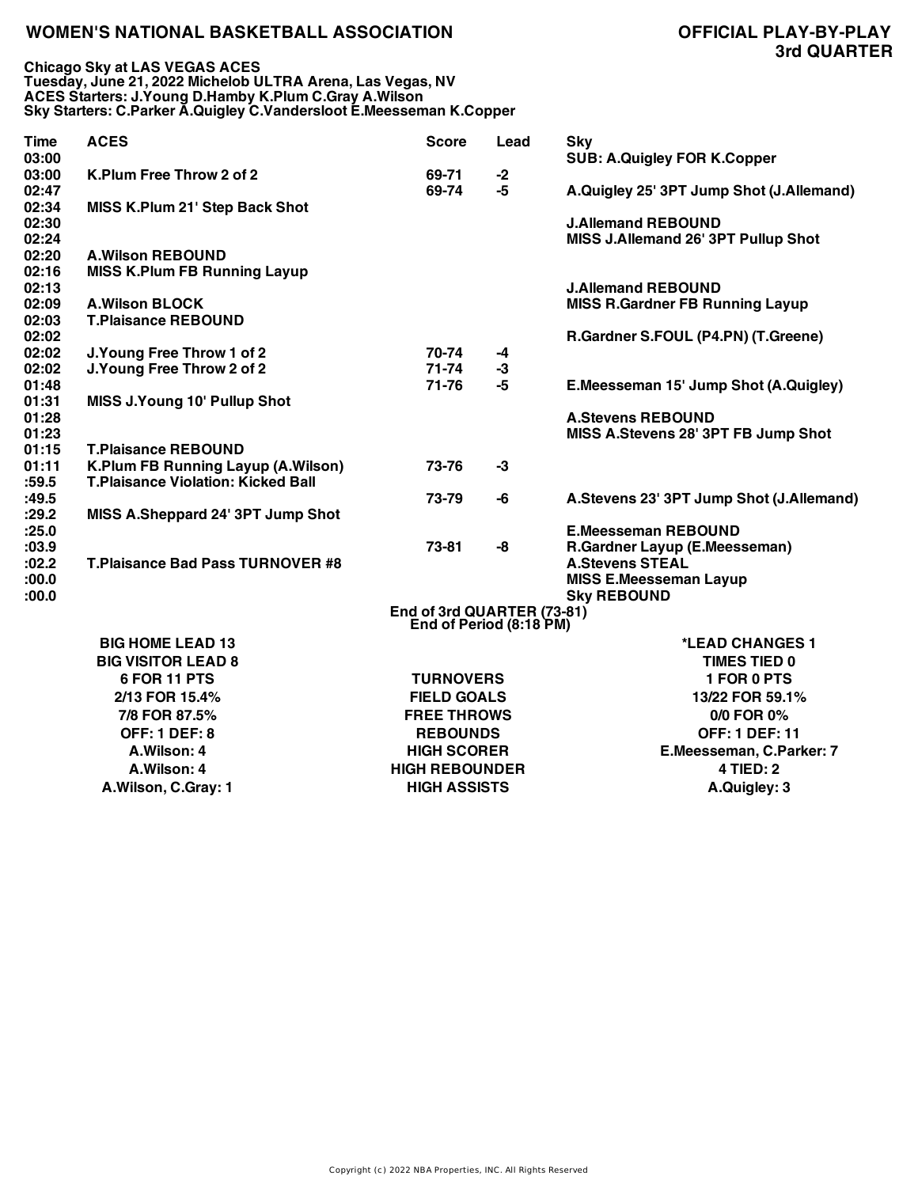**WOMEN'S NATIONAL BASKETBALL ASSOCIATION**

**OFFICIAL PLAY-BY-PLAY**
**3rd QUARTER**

**Chicago Sky at LAS VEGAS ACES**
**Tuesday, June 21, 2022 Michelob ULTRA Arena, Las Vegas, NV**
**ACES Starters: J.Young D.Hamby K.Plum C.Gray A.Wilson**
**Sky Starters: C.Parker A.Quigley C.Vandersloot E.Meesseman K.Copper**

| Time | ACES | Score | Lead | Sky |
|---|---|---|---|---|
| 03:00 | | | | SUB: A.Quigley FOR K.Copper |
| 03:00 | K.Plum Free Throw 2 of 2 | 69-71 | -2 | |
| 02:47 | | 69-74 | -5 | A.Quigley 25' 3PT Jump Shot (J.Allemand) |
| 02:34 | MISS K.Plum 21' Step Back Shot | | | |
| 02:30 | | | | J.Allemand REBOUND |
| 02:24 | | | | MISS J.Allemand 26' 3PT Pullup Shot |
| 02:20 | A.Wilson REBOUND | | | |
| 02:16 | MISS K.Plum FB Running Layup | | | |
| 02:13 | | | | J.Allemand REBOUND |
| 02:09 | A.Wilson BLOCK | | | MISS R.Gardner FB Running Layup |
| 02:03 | T.Plaisance REBOUND | | | |
| 02:02 | | | | R.Gardner S.FOUL (P4.PN) (T.Greene) |
| 02:02 | J.Young Free Throw 1 of 2 | 70-74 | -4 | |
| 02:02 | J.Young Free Throw 2 of 2 | 71-74 | -3 | |
| 01:48 | | 71-76 | -5 | E.Meesseman 15' Jump Shot (A.Quigley) |
| 01:31 | MISS J.Young 10' Pullup Shot | | | |
| 01:28 | | | | A.Stevens REBOUND |
| 01:23 | | | | MISS A.Stevens 28' 3PT FB Jump Shot |
| 01:15 | T.Plaisance REBOUND | | | |
| 01:11 | K.Plum FB Running Layup (A.Wilson) | 73-76 | -3 | |
| :59.5 | T.Plaisance Violation: Kicked Ball | | | |
| :49.5 | | 73-79 | -6 | A.Stevens 23' 3PT Jump Shot (J.Allemand) |
| :29.2 | MISS A.Sheppard 24' 3PT Jump Shot | | | |
| :25.0 | | | | E.Meesseman REBOUND |
| :03.9 | | 73-81 | -8 | R.Gardner Layup (E.Meesseman) |
| :02.2 | T.Plaisance Bad Pass TURNOVER #8 | | | A.Stevens STEAL |
| :00.0 | | | | MISS E.Meesseman Layup |
| :00.0 | | | | Sky REBOUND |

**End of 3rd QUARTER (73-81)**
**End of Period (8:18 PM)**

| ACES | | Sky |
|---|---|---|
| BIG HOME LEAD 13 | | *LEAD CHANGES 1 |
| BIG VISITOR LEAD 8 | | TIMES TIED 0 |
| 6 FOR 11 PTS | TURNOVERS | 1 FOR 0 PTS |
| 2/13 FOR 15.4% | FIELD GOALS | 13/22 FOR 59.1% |
| 7/8 FOR 87.5% | FREE THROWS | 0/0 FOR 0% |
| OFF: 1 DEF: 8 | REBOUNDS | OFF: 1 DEF: 11 |
| A.Wilson: 4 | HIGH SCORER | E.Meesseman, C.Parker: 7 |
| A.Wilson: 4 | HIGH REBOUNDER | 4 TIED: 2 |
| A.Wilson, C.Gray: 1 | HIGH ASSISTS | A.Quigley: 3 |

Copyright (c) 2022 NBA Properties, INC. All Rights Reserved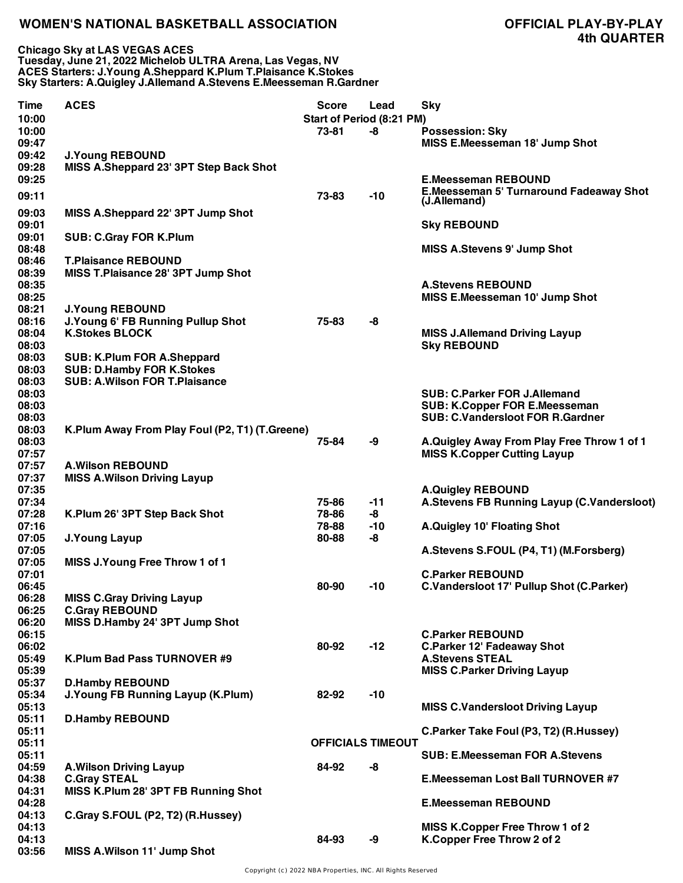# WOMEN'S NATIONAL BASKETBALL ASSOCIATION

## OFFICIAL PLAY-BY-PLAY
## 4th QUARTER

**Chicago Sky at LAS VEGAS ACES**
**Tuesday, June 21, 2022 Michelob ULTRA Arena, Las Vegas, NV**
**ACES Starters: J.Young A.Sheppard K.Plum T.Plaisance K.Stokes**
**Sky Starters: A.Quigley J.Allemand A.Stevens E.Meesseman R.Gardner**

| Time | ACES | Score | Lead | Sky |
|---|---|---|---|---|
| 10:00 | | Start of Period (8:21 PM) | | |
| 10:00 | | 73-81 | -8 | Possession: Sky |
| 09:47 | | | | MISS E.Meesseman 18' Jump Shot |
| 09:42 | J.Young REBOUND | | | |
| 09:28 | MISS A.Sheppard 23' 3PT Step Back Shot | | | |
| 09:25 | | | | E.Meesseman REBOUND |
| 09:11 | | 73-83 | -10 | E.Meesseman 5' Turnaround Fadeaway Shot (J.Allemand) |
| 09:03 | MISS A.Sheppard 22' 3PT Jump Shot | | | |
| 09:01 | | | | Sky REBOUND |
| 09:01 | SUB: C.Gray FOR K.Plum | | | |
| 08:48 | | | | MISS A.Stevens 9' Jump Shot |
| 08:46 | T.Plaisance REBOUND | | | |
| 08:39 | MISS T.Plaisance 28' 3PT Jump Shot | | | |
| 08:35 | | | | A.Stevens REBOUND |
| 08:25 | | | | MISS E.Meesseman 10' Jump Shot |
| 08:21 | J.Young REBOUND | | | |
| 08:16 | J.Young 6' FB Running Pullup Shot | 75-83 | -8 | |
| 08:04 | K.Stokes BLOCK | | | MISS J.Allemand Driving Layup |
| 08:03 | | | | Sky REBOUND |
| 08:03 | SUB: K.Plum FOR A.Sheppard | | | |
| 08:03 | SUB: D.Hamby FOR K.Stokes | | | |
| 08:03 | SUB: A.Wilson FOR T.Plaisance | | | |
| 08:03 | | | | SUB: C.Parker FOR J.Allemand |
| 08:03 | | | | SUB: K.Copper FOR E.Meesseman |
| 08:03 | | | | SUB: C.Vandersloot FOR R.Gardner |
| 08:03 | K.Plum Away From Play Foul (P2, T1) (T.Greene) | | | |
| 08:03 | | 75-84 | -9 | A.Quigley Away From Play Free Throw 1 of 1 |
| 07:57 | | | | MISS K.Copper Cutting Layup |
| 07:57 | A.Wilson REBOUND | | | |
| 07:37 | MISS A.Wilson Driving Layup | | | |
| 07:35 | | | | A.Quigley REBOUND |
| 07:34 | | 75-86 | -11 | A.Stevens FB Running Layup (C.Vandersloot) |
| 07:28 | K.Plum 26' 3PT Step Back Shot | 78-86 | -8 | |
| 07:16 | | 78-88 | -10 | A.Quigley 10' Floating Shot |
| 07:05 | J.Young Layup | 80-88 | -8 | |
| 07:05 | | | | A.Stevens S.FOUL (P4, T1) (M.Forsberg) |
| 07:05 | MISS J.Young Free Throw 1 of 1 | | | |
| 07:01 | | | | C.Parker REBOUND |
| 06:45 | | 80-90 | -10 | C.Vandersloot 17' Pullup Shot (C.Parker) |
| 06:28 | MISS C.Gray Driving Layup | | | |
| 06:25 | C.Gray REBOUND | | | |
| 06:20 | MISS D.Hamby 24' 3PT Jump Shot | | | |
| 06:15 | | | | C.Parker REBOUND |
| 06:02 | | 80-92 | -12 | C.Parker 12' Fadeaway Shot |
| 05:49 | K.Plum Bad Pass TURNOVER #9 | | | A.Stevens STEAL |
| 05:39 | | | | MISS C.Parker Driving Layup |
| 05:37 | D.Hamby REBOUND | | | |
| 05:34 | J.Young FB Running Layup (K.Plum) | 82-92 | -10 | |
| 05:13 | | | | MISS C.Vandersloot Driving Layup |
| 05:11 | D.Hamby REBOUND | | | |
| 05:11 | | | | C.Parker Take Foul (P3, T2) (R.Hussey) |
| 05:11 | | OFFICIALS TIMEOUT | | |
| 05:11 | | | | SUB: E.Meesseman FOR A.Stevens |
| 04:59 | A.Wilson Driving Layup | 84-92 | -8 | |
| 04:38 | C.Gray STEAL | | | E.Meesseman Lost Ball TURNOVER #7 |
| 04:31 | MISS K.Plum 28' 3PT FB Running Shot | | | |
| 04:28 | | | | E.Meesseman REBOUND |
| 04:13 | C.Gray S.FOUL (P2, T2) (R.Hussey) | | | |
| 04:13 | | | | MISS K.Copper Free Throw 1 of 2 |
| 04:13 | | 84-93 | -9 | K.Copper Free Throw 2 of 2 |
| 03:56 | MISS A.Wilson 11' Jump Shot | | | |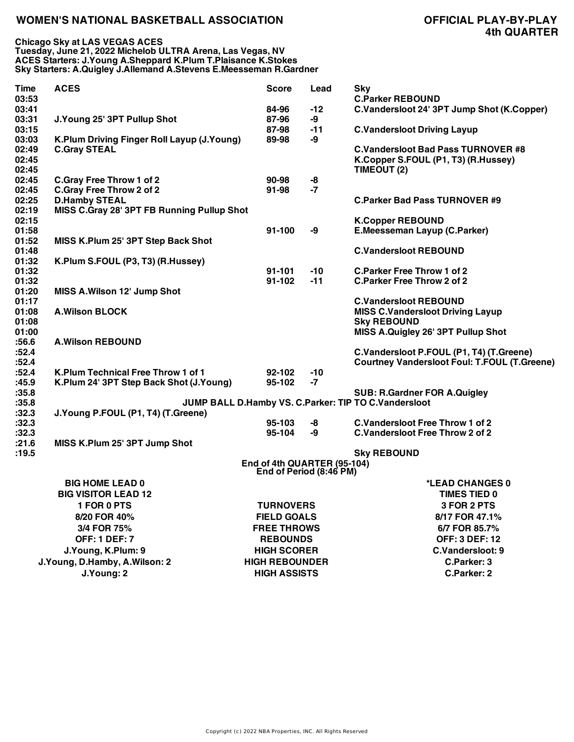# WOMEN'S NATIONAL BASKETBALL ASSOCIATION

## OFFICIAL PLAY-BY-PLAY
## 4th QUARTER

**Chicago Sky at LAS VEGAS ACES**
**Tuesday, June 21, 2022 Michelob ULTRA Arena, Las Vegas, NV**
**ACES Starters: J.Young A.Sheppard K.Plum T.Plaisance K.Stokes**
**Sky Starters: A.Quigley J.Allemand A.Stevens E.Meesseman R.Gardner**

| Time | ACES | Score | Lead | Sky |
|---|---|---|---|---|
| 03:53 | | | | C.Parker REBOUND |
| 03:41 | | 84-96 | -12 | C.Vandersloot 24' 3PT Jump Shot (K.Copper) |
| 03:31 | J.Young 25' 3PT Pullup Shot | 87-96 | -9 | |
| 03:15 | | 87-98 | -11 | C.Vandersloot Driving Layup |
| 03:03 | K.Plum Driving Finger Roll Layup (J.Young) | 89-98 | -9 | |
| 02:49 | C.Gray STEAL | | | C.Vandersloot Bad Pass TURNOVER #8 |
| 02:45 | | | | K.Copper S.FOUL (P1, T3) (R.Hussey) |
| 02:45 | | | | TIMEOUT (2) |
| 02:45 | C.Gray Free Throw 1 of 2 | 90-98 | -8 | |
| 02:45 | C.Gray Free Throw 2 of 2 | 91-98 | -7 | |
| 02:25 | D.Hamby STEAL | | | C.Parker Bad Pass TURNOVER #9 |
| 02:19 | MISS C.Gray 28' 3PT FB Running Pullup Shot | | | |
| 02:15 | | | | K.Copper REBOUND |
| 01:58 | | 91-100 | -9 | E.Meesseman Layup (C.Parker) |
| 01:52 | MISS K.Plum 25' 3PT Step Back Shot | | | |
| 01:48 | | | | C.Vandersloot REBOUND |
| 01:32 | K.Plum S.FOUL (P3, T3) (R.Hussey) | | | |
| 01:32 | | 91-101 | -10 | C.Parker Free Throw 1 of 2 |
| 01:32 | | 91-102 | -11 | C.Parker Free Throw 2 of 2 |
| 01:20 | MISS A.Wilson 12' Jump Shot | | | |
| 01:17 | | | | C.Vandersloot REBOUND |
| 01:08 | A.Wilson BLOCK | | | MISS C.Vandersloot Driving Layup |
| 01:08 | | | | Sky REBOUND |
| 01:00 | | | | MISS A.Quigley 26' 3PT Pullup Shot |
| :56.6 | A.Wilson REBOUND | | | |
| :52.4 | | | | C.Vandersloot P.FOUL (P1, T4) (T.Greene) |
| :52.4 | | | | Courtney Vandersloot Foul: T.FOUL (T.Greene) |
| :52.4 | K.Plum Technical Free Throw 1 of 1 | 92-102 | -10 | |
| :45.9 | K.Plum 24' 3PT Step Back Shot (J.Young) | 95-102 | -7 | |
| :35.8 | | | | SUB: R.Gardner FOR A.Quigley |
| :35.8 | JUMP BALL D.Hamby VS. C.Parker: TIP TO C.Vandersloot | | | |
| :32.3 | J.Young P.FOUL (P1, T4) (T.Greene) | | | |
| :32.3 | | 95-103 | -8 | C.Vandersloot Free Throw 1 of 2 |
| :32.3 | | 95-104 | -9 | C.Vandersloot Free Throw 2 of 2 |
| :21.6 | MISS K.Plum 25' 3PT Jump Shot | | | |
| :19.5 | | | | Sky REBOUND |

**End of 4th QUARTER (95-104)**
**End of Period (8:46 PM)**

| ACES | | Sky |
|---|---|---|
| BIG HOME LEAD 0 | | *LEAD CHANGES 0 |
| BIG VISITOR LEAD 12 | | TIMES TIED 0 |
| 1 FOR 0 PTS | TURNOVERS | 3 FOR 2 PTS |
| 8/20 FOR 40% | FIELD GOALS | 8/17 FOR 47.1% |
| 3/4 FOR 75% | FREE THROWS | 6/7 FOR 85.7% |
| OFF: 1 DEF: 7 | REBOUNDS | OFF: 3 DEF: 12 |
| J.Young, K.Plum: 9 | HIGH SCORER | C.Vandersloot: 9 |
| J.Young, D.Hamby, A.Wilson: 2 | HIGH REBOUNDER | C.Parker: 3 |
| J.Young: 2 | HIGH ASSISTS | C.Parker: 2 |

Copyright (c) 2022 NBA Properties, INC. All Rights Reserved